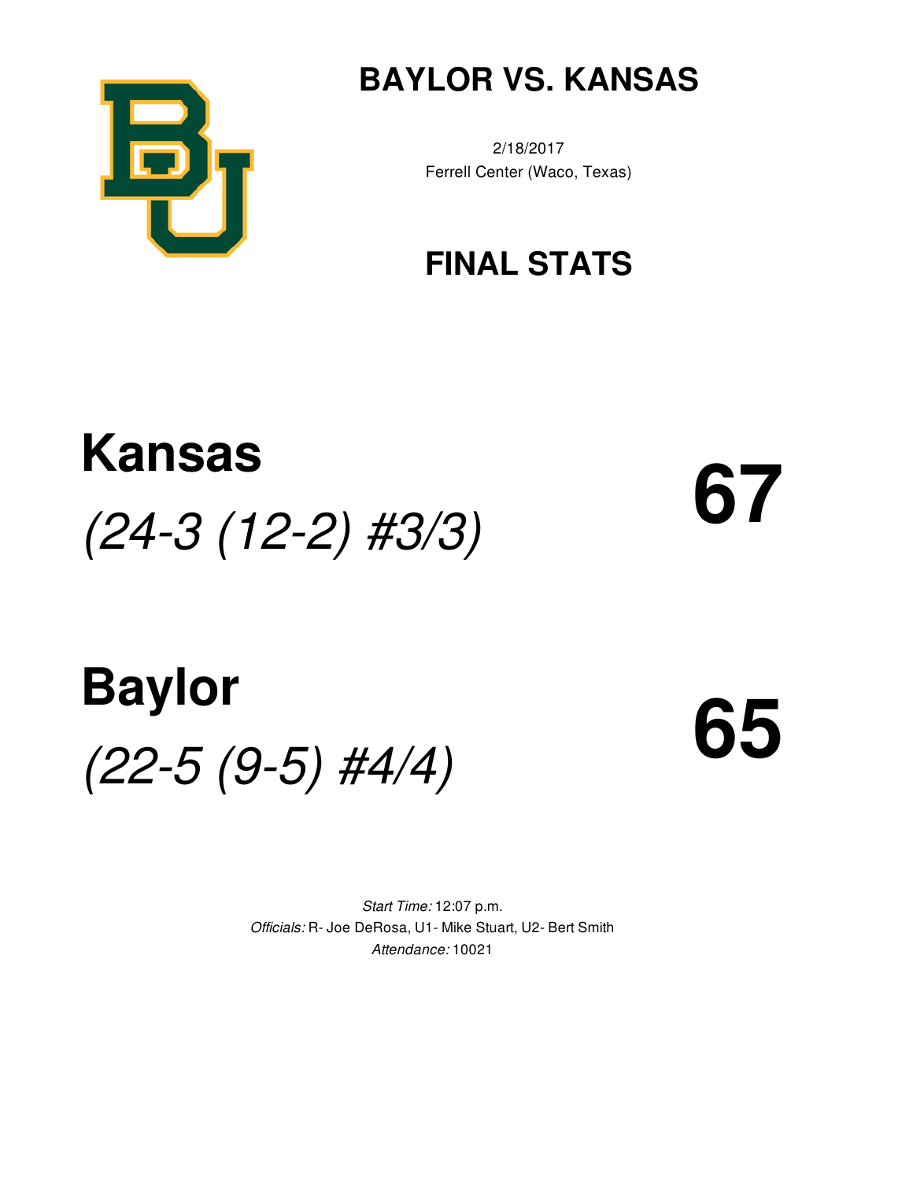# BAYLOR VS. KANSAS

2/18/2017
Ferrell Center (Waco, Texas)

## FINAL STATS

# Kansas

*(24-3 (12-2) #3/3)*

# 67

# Baylor

*(22-5 (9-5) #4/4)*

# 65

*Start Time:* 12:07 p.m.
*Officials:* R- Joe DeRosa, U1- Mike Stuart, U2- Bert Smith
*Attendance:* 10021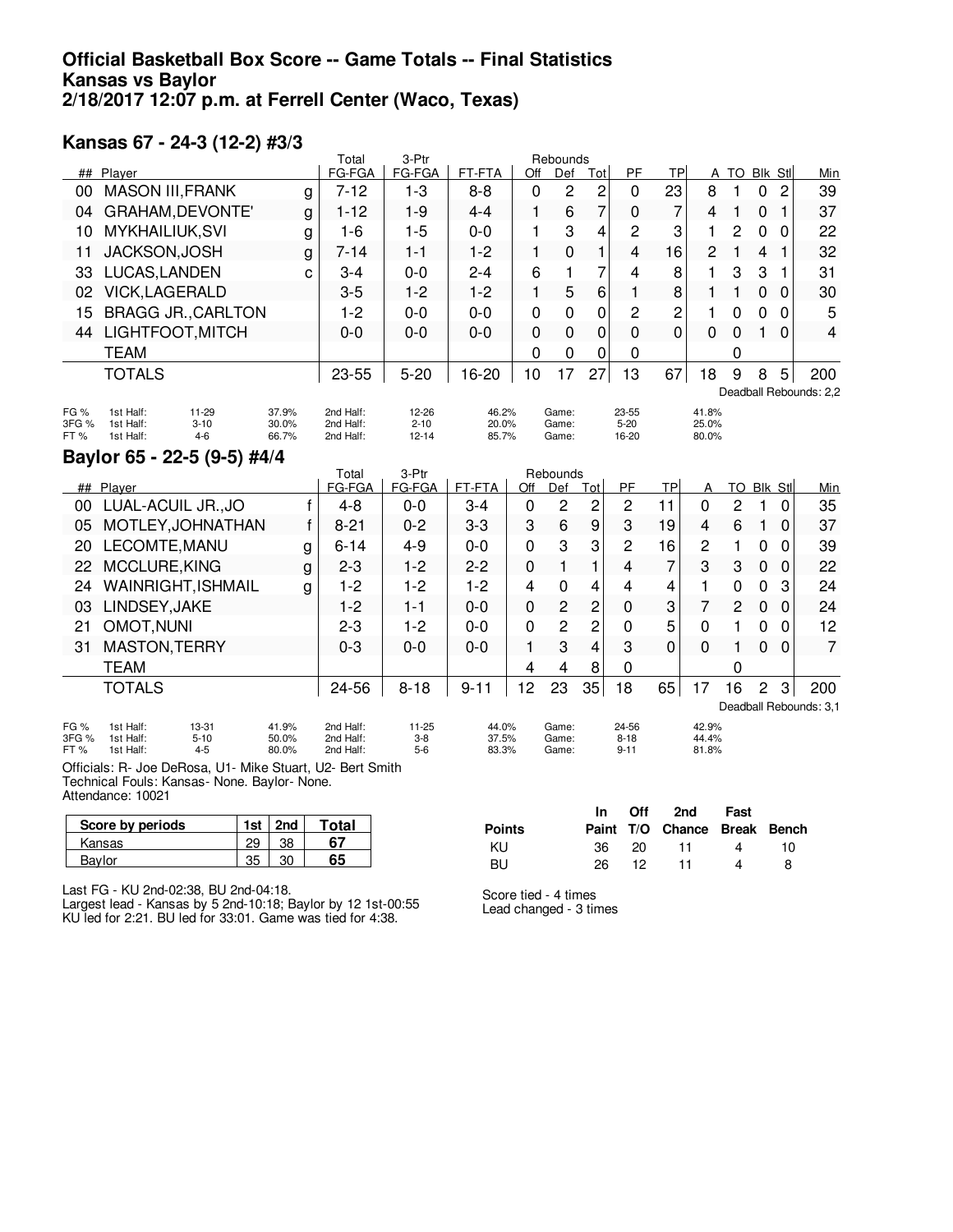# Official Basketball Box Score -- Game Totals -- Final Statistics
# Kansas vs Baylor
# 2/18/2017 12:07 p.m. at Ferrell Center (Waco, Texas)

## Kansas 67 - 24-3 (12-2) #3/3

| ## | Player | | Total FG-FGA | 3-Ptr FG-FGA | FT-FTA | Rebounds Off | Def | Tot | PF | TP | A | TO | Blk | Stl | Min |
|---|---|---|---|---|---|---|---|---|---|---|---|---|---|---|---|
| 00 | MASON III,FRANK | g | 7-12 | 1-3 | 8-8 | 0 | 2 | 2 | 0 | 23 | 8 | 1 | 0 | 2 | 39 |
| 04 | GRAHAM,DEVONTE' | g | 1-12 | 1-9 | 4-4 | 1 | 6 | 7 | 0 | 7 | 4 | 1 | 0 | 1 | 37 |
| 10 | MYKHAILIUK,SVI | g | 1-6 | 1-5 | 0-0 | 1 | 3 | 4 | 2 | 3 | 1 | 2 | 0 | 0 | 22 |
| 11 | JACKSON,JOSH | g | 7-14 | 1-1 | 1-2 | 1 | 0 | 1 | 4 | 16 | 2 | 1 | 4 | 1 | 32 |
| 33 | LUCAS,LANDEN | c | 3-4 | 0-0 | 2-4 | 6 | 1 | 7 | 4 | 8 | 1 | 3 | 3 | 1 | 31 |
| 02 | VICK,LAGERALD | | 3-5 | 1-2 | 1-2 | 1 | 5 | 6 | 1 | 8 | 1 | 1 | 0 | 0 | 30 |
| 15 | BRAGG JR.,CARLTON | | 1-2 | 0-0 | 0-0 | 0 | 0 | 0 | 2 | 2 | 1 | 0 | 0 | 0 | 5 |
| 44 | LIGHTFOOT,MITCH | | 0-0 | 0-0 | 0-0 | 0 | 0 | 0 | 0 | 0 | 0 | 0 | 1 | 0 | 4 |
| | TEAM | | | | | 0 | 0 | 0 | 0 | | | 0 | | | |
| | TOTALS | | 23-55 | 5-20 | 16-20 | 10 | 17 | 27 | 13 | 67 | 18 | 9 | 8 | 5 | 200 |

Deadball Rebounds: 2,2

| | | | | | | | | | |
|---|---|---|---|---|---|---|---|---|---|
| FG % | 1st Half: | 11-29 | 37.9% | 2nd Half: | 12-26 | 46.2% | Game: | 23-55 | 41.8% |
| 3FG % | 1st Half: | 3-10 | 30.0% | 2nd Half: | 2-10 | 20.0% | Game: | 5-20 | 25.0% |
| FT % | 1st Half: | 4-6 | 66.7% | 2nd Half: | 12-14 | 85.7% | Game: | 16-20 | 80.0% |

## Baylor 65 - 22-5 (9-5) #4/4

| ## | Player | | Total FG-FGA | 3-Ptr FG-FGA | FT-FTA | Rebounds Off | Def | Tot | PF | TP | A | TO | Blk | Stl | Min |
|---|---|---|---|---|---|---|---|---|---|---|---|---|---|---|---|
| 00 | LUAL-ACUIL JR.,JO | f | 4-8 | 0-0 | 3-4 | 0 | 2 | 2 | 2 | 11 | 0 | 2 | 1 | 0 | 35 |
| 05 | MOTLEY,JOHNATHAN | f | 8-21 | 0-2 | 3-3 | 3 | 6 | 9 | 3 | 19 | 4 | 6 | 1 | 0 | 37 |
| 20 | LECOMTE,MANU | g | 6-14 | 4-9 | 0-0 | 0 | 3 | 3 | 2 | 16 | 2 | 1 | 0 | 0 | 39 |
| 22 | MCCLURE,KING | g | 2-3 | 1-2 | 2-2 | 0 | 1 | 1 | 4 | 7 | 3 | 3 | 0 | 0 | 22 |
| 24 | WAINRIGHT,ISHMAIL | g | 1-2 | 1-2 | 1-2 | 4 | 0 | 4 | 4 | 4 | 1 | 0 | 0 | 3 | 24 |
| 03 | LINDSEY,JAKE | | 1-2 | 1-1 | 0-0 | 0 | 2 | 2 | 0 | 3 | 7 | 2 | 0 | 0 | 24 |
| 21 | OMOT,NUNI | | 2-3 | 1-2 | 0-0 | 0 | 2 | 2 | 0 | 5 | 0 | 1 | 0 | 0 | 12 |
| 31 | MASTON,TERRY | | 0-3 | 0-0 | 0-0 | 1 | 3 | 4 | 3 | 0 | 0 | 1 | 0 | 0 | 7 |
| | TEAM | | | | | 4 | 4 | 8 | 0 | | | 0 | | | |
| | TOTALS | | 24-56 | 8-18 | 9-11 | 12 | 23 | 35 | 18 | 65 | 17 | 16 | 2 | 3 | 200 |

Deadball Rebounds: 3,1

| | | | | | | | | | |
|---|---|---|---|---|---|---|---|---|---|
| FG % | 1st Half: | 13-31 | 41.9% | 2nd Half: | 11-25 | 44.0% | Game: | 24-56 | 42.9% |
| 3FG % | 1st Half: | 5-10 | 50.0% | 2nd Half: | 3-8 | 37.5% | Game: | 8-18 | 44.4% |
| FT % | 1st Half: | 4-5 | 80.0% | 2nd Half: | 5-6 | 83.3% | Game: | 9-11 | 81.8% |

Officials: R- Joe DeRosa, U1- Mike Stuart, U2- Bert Smith
Technical Fouls: Kansas- None. Baylor- None.
Attendance: 10021

| Score by periods | 1st | 2nd | Total |
|---|---|---|---|
| Kansas | 29 | 38 | 67 |
| Baylor | 35 | 30 | 65 |

| Points | In Paint | Off T/O | 2nd Chance | Fast Break | Bench |
|---|---|---|---|---|---|
| KU | 36 | 20 | 11 | 4 | 10 |
| BU | 26 | 12 | 11 | 4 | 8 |

Last FG - KU 2nd-02:38, BU 2nd-04:18.
Largest lead - Kansas by 5 2nd-10:18; Baylor by 12 1st-00:55
KU led for 2:21. BU led for 33:01. Game was tied for 4:38.

Score tied - 4 times
Lead changed - 3 times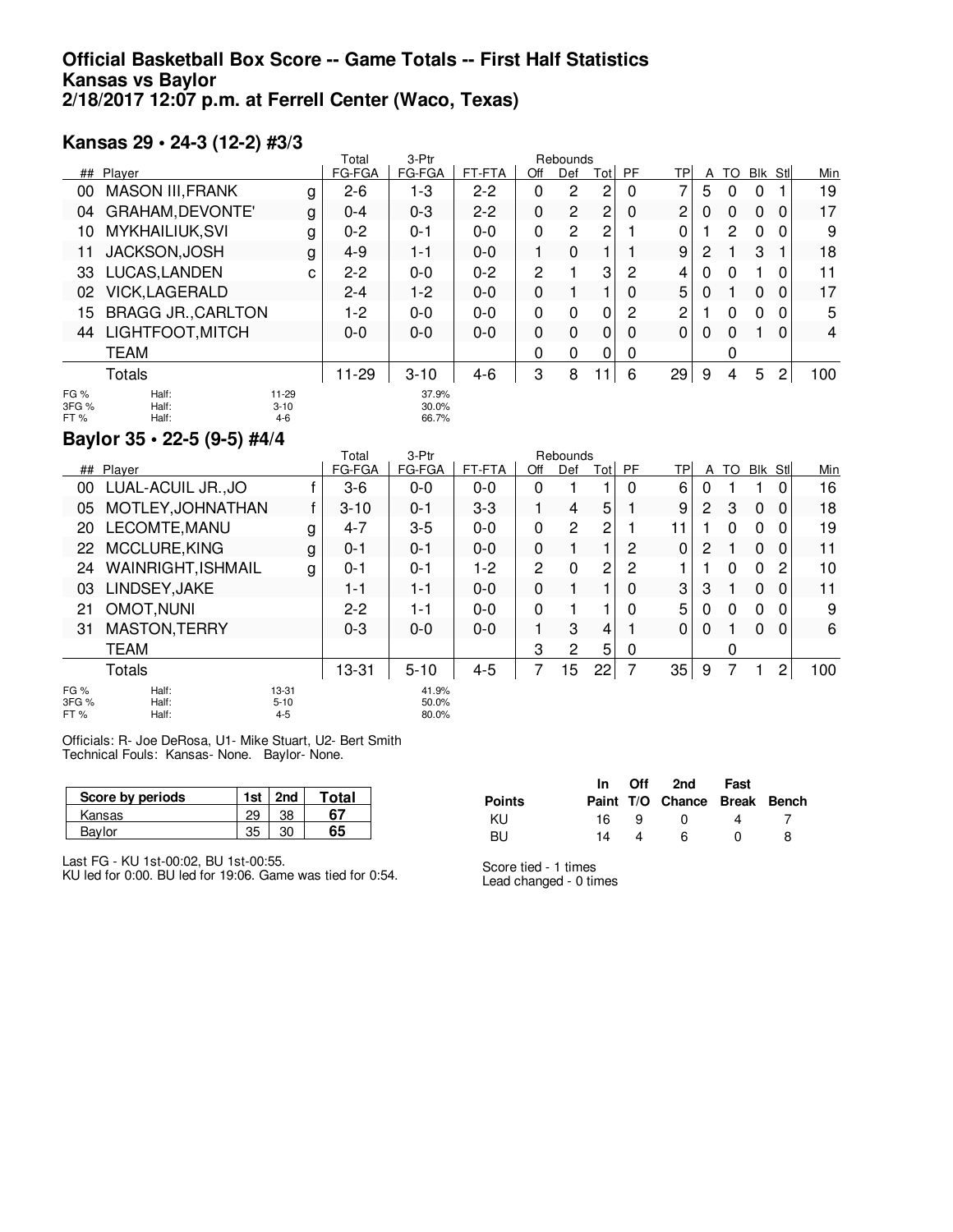# Official Basketball Box Score -- Game Totals -- First Half Statistics
# Kansas vs Baylor
# 2/18/2017 12:07 p.m. at Ferrell Center (Waco, Texas)

## Kansas 29 • 24-3 (12-2) #3/3

| ## | Player | | Total FG-FGA | 3-Ptr FG-FGA | FT-FTA | Rebounds Off | Def | Tot | PF | TP | A | TO | Blk | Stl | Min |
|---|---|---|---|---|---|---|---|---|---|---|---|---|---|---|---|
| 00 | MASON III,FRANK | g | 2-6 | 1-3 | 2-2 | 0 | 2 | 2 | 0 | 7 | 5 | 0 | 0 | 1 | 19 |
| 04 | GRAHAM,DEVONTE' | g | 0-4 | 0-3 | 2-2 | 0 | 2 | 2 | 0 | 2 | 0 | 0 | 0 | 0 | 17 |
| 10 | MYKHAILIUK,SVI | g | 0-2 | 0-1 | 0-0 | 0 | 2 | 2 | 1 | 0 | 1 | 2 | 0 | 0 | 9 |
| 11 | JACKSON,JOSH | g | 4-9 | 1-1 | 0-0 | 1 | 0 | 1 | 1 | 9 | 2 | 1 | 3 | 1 | 18 |
| 33 | LUCAS,LANDEN | c | 2-2 | 0-0 | 0-2 | 2 | 1 | 3 | 2 | 4 | 0 | 0 | 1 | 0 | 11 |
| 02 | VICK,LAGERALD | | 2-4 | 1-2 | 0-0 | 0 | 1 | 1 | 0 | 5 | 0 | 1 | 0 | 0 | 17 |
| 15 | BRAGG JR.,CARLTON | | 1-2 | 0-0 | 0-0 | 0 | 0 | 0 | 2 | 2 | 1 | 0 | 0 | 0 | 5 |
| 44 | LIGHTFOOT,MITCH | | 0-0 | 0-0 | 0-0 | 0 | 0 | 0 | 0 | 0 | 0 | 0 | 1 | 0 | 4 |
| | TEAM | | | | | 0 | 0 | 0 | 0 | | | 0 | | | |
| | Totals | | 11-29 | 3-10 | 4-6 | 3 | 8 | 11 | 6 | 29 | 9 | 4 | 5 | 2 | 100 |

FG % Half: 11-29 37.9%
3FG % Half: 3-10 30.0%
FT % Half: 4-6 66.7%

## Baylor 35 • 22-5 (9-5) #4/4

| ## | Player | | Total FG-FGA | 3-Ptr FG-FGA | FT-FTA | Rebounds Off | Def | Tot | PF | TP | A | TO | Blk | Stl | Min |
|---|---|---|---|---|---|---|---|---|---|---|---|---|---|---|---|
| 00 | LUAL-ACUIL JR.,JO | f | 3-6 | 0-0 | 0-0 | 0 | 1 | 1 | 0 | 6 | 0 | 1 | 1 | 0 | 16 |
| 05 | MOTLEY,JOHNATHAN | f | 3-10 | 0-1 | 3-3 | 1 | 4 | 5 | 1 | 9 | 2 | 3 | 0 | 0 | 18 |
| 20 | LECOMTE,MANU | g | 4-7 | 3-5 | 0-0 | 0 | 2 | 2 | 1 | 11 | 1 | 0 | 0 | 0 | 19 |
| 22 | MCCLURE,KING | g | 0-1 | 0-1 | 0-0 | 0 | 1 | 1 | 2 | 0 | 2 | 1 | 0 | 0 | 11 |
| 24 | WAINRIGHT,ISHMAIL | g | 0-1 | 0-1 | 1-2 | 2 | 0 | 2 | 2 | 1 | 1 | 0 | 0 | 2 | 10 |
| 03 | LINDSEY,JAKE | | 1-1 | 1-1 | 0-0 | 0 | 1 | 1 | 0 | 3 | 3 | 1 | 0 | 0 | 11 |
| 21 | OMOT,NUNI | | 2-2 | 1-1 | 0-0 | 0 | 1 | 1 | 0 | 5 | 0 | 0 | 0 | 0 | 9 |
| 31 | MASTON,TERRY | | 0-3 | 0-0 | 0-0 | 1 | 3 | 4 | 1 | 0 | 0 | 1 | 0 | 0 | 6 |
| | TEAM | | | | | 3 | 2 | 5 | 0 | | | 0 | | | |
| | Totals | | 13-31 | 5-10 | 4-5 | 7 | 15 | 22 | 7 | 35 | 9 | 7 | 1 | 2 | 100 |

FG % Half: 13-31 41.9%
3FG % Half: 5-10 50.0%
FT % Half: 4-5 80.0%

Officials: R- Joe DeRosa, U1- Mike Stuart, U2- Bert Smith
Technical Fouls: Kansas- None. Baylor- None.

| Score by periods | 1st | 2nd | Total |
|---|---|---|---|
| Kansas | 29 | 38 | **67** |
| Baylor | 35 | 30 | **65** |

| Points | In Paint | Off T/O | 2nd Chance | Fast Break | Bench |
|---|---|---|---|---|---|
| KU | 16 | 9 | 0 | 4 | 7 |
| BU | 14 | 4 | 6 | 0 | 8 |

Last FG - KU 1st-00:02, BU 1st-00:55.
KU led for 0:00. BU led for 19:06. Game was tied for 0:54.

Score tied - 1 times
Lead changed - 0 times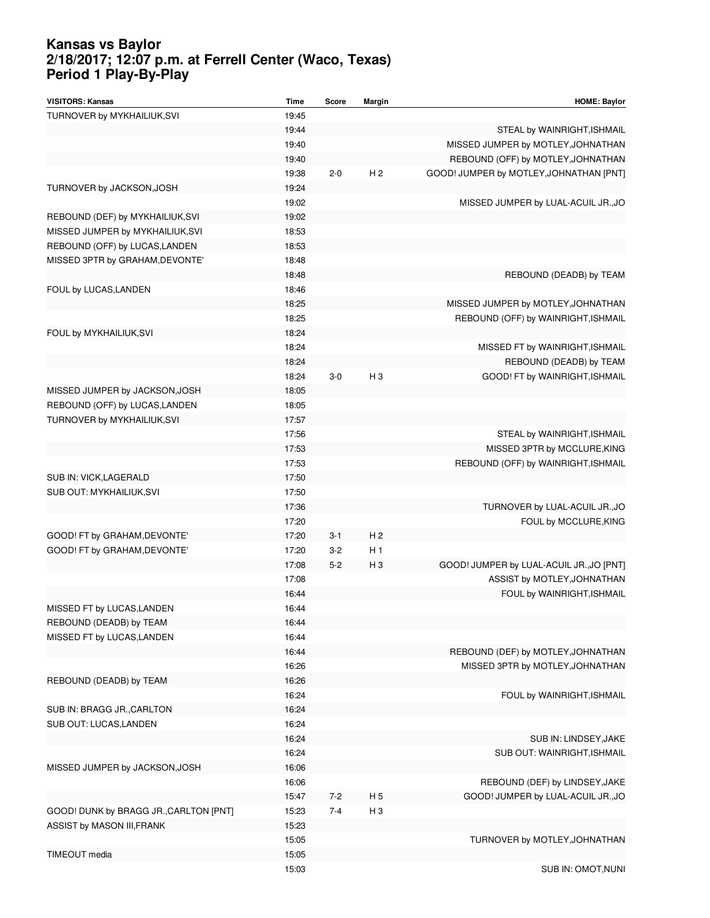# Kansas vs Baylor
# 2/18/2017; 12:07 p.m. at Ferrell Center (Waco, Texas)
# Period 1 Play-By-Play

| VISITORS: Kansas | Time | Score | Margin | HOME: Baylor |
|---|---|---|---|---|
| TURNOVER by MYKHAILIUK,SVI | 19:45 | | | |
| | 19:44 | | | STEAL by WAINRIGHT,ISHMAIL |
| | 19:40 | | | MISSED JUMPER by MOTLEY,JOHNATHAN |
| | 19:40 | | | REBOUND (OFF) by MOTLEY,JOHNATHAN |
| | 19:38 | 2-0 | H 2 | GOOD! JUMPER by MOTLEY,JOHNATHAN [PNT] |
| TURNOVER by JACKSON,JOSH | 19:24 | | | |
| | 19:02 | | | MISSED JUMPER by LUAL-ACUIL JR.,JO |
| REBOUND (DEF) by MYKHAILIUK,SVI | 19:02 | | | |
| MISSED JUMPER by MYKHAILIUK,SVI | 18:53 | | | |
| REBOUND (OFF) by LUCAS,LANDEN | 18:53 | | | |
| MISSED 3PTR by GRAHAM,DEVONTE' | 18:48 | | | |
| | 18:48 | | | REBOUND (DEADB) by TEAM |
| FOUL by LUCAS,LANDEN | 18:46 | | | |
| | 18:25 | | | MISSED JUMPER by MOTLEY,JOHNATHAN |
| | 18:25 | | | REBOUND (OFF) by WAINRIGHT,ISHMAIL |
| FOUL by MYKHAILIUK,SVI | 18:24 | | | |
| | 18:24 | | | MISSED FT by WAINRIGHT,ISHMAIL |
| | 18:24 | | | REBOUND (DEADB) by TEAM |
| | 18:24 | 3-0 | H 3 | GOOD! FT by WAINRIGHT,ISHMAIL |
| MISSED JUMPER by JACKSON,JOSH | 18:05 | | | |
| REBOUND (OFF) by LUCAS,LANDEN | 18:05 | | | |
| TURNOVER by MYKHAILIUK,SVI | 17:57 | | | |
| | 17:56 | | | STEAL by WAINRIGHT,ISHMAIL |
| | 17:53 | | | MISSED 3PTR by MCCLURE,KING |
| | 17:53 | | | REBOUND (OFF) by WAINRIGHT,ISHMAIL |
| SUB IN: VICK,LAGERALD | 17:50 | | | |
| SUB OUT: MYKHAILIUK,SVI | 17:50 | | | |
| | 17:36 | | | TURNOVER by LUAL-ACUIL JR.,JO |
| | 17:20 | | | FOUL by MCCLURE,KING |
| GOOD! FT by GRAHAM,DEVONTE' | 17:20 | 3-1 | H 2 | |
| GOOD! FT by GRAHAM,DEVONTE' | 17:20 | 3-2 | H 1 | |
| | 17:08 | 5-2 | H 3 | GOOD! JUMPER by LUAL-ACUIL JR.,JO [PNT] |
| | 17:08 | | | ASSIST by MOTLEY,JOHNATHAN |
| | 16:44 | | | FOUL by WAINRIGHT,ISHMAIL |
| MISSED FT by LUCAS,LANDEN | 16:44 | | | |
| REBOUND (DEADB) by TEAM | 16:44 | | | |
| MISSED FT by LUCAS,LANDEN | 16:44 | | | |
| | 16:44 | | | REBOUND (DEF) by MOTLEY,JOHNATHAN |
| | 16:26 | | | MISSED 3PTR by MOTLEY,JOHNATHAN |
| REBOUND (DEADB) by TEAM | 16:26 | | | |
| | 16:24 | | | FOUL by WAINRIGHT,ISHMAIL |
| SUB IN: BRAGG JR.,CARLTON | 16:24 | | | |
| SUB OUT: LUCAS,LANDEN | 16:24 | | | |
| | 16:24 | | | SUB IN: LINDSEY,JAKE |
| | 16:24 | | | SUB OUT: WAINRIGHT,ISHMAIL |
| MISSED JUMPER by JACKSON,JOSH | 16:06 | | | |
| | 16:06 | | | REBOUND (DEF) by LINDSEY,JAKE |
| | 15:47 | 7-2 | H 5 | GOOD! JUMPER by LUAL-ACUIL JR.,JO |
| GOOD! DUNK by BRAGG JR.,CARLTON [PNT] | 15:23 | 7-4 | H 3 | |
| ASSIST by MASON III,FRANK | 15:23 | | | |
| | 15:05 | | | TURNOVER by MOTLEY,JOHNATHAN |
| TIMEOUT media | 15:05 | | | |
| | 15:03 | | | SUB IN: OMOT,NUNI |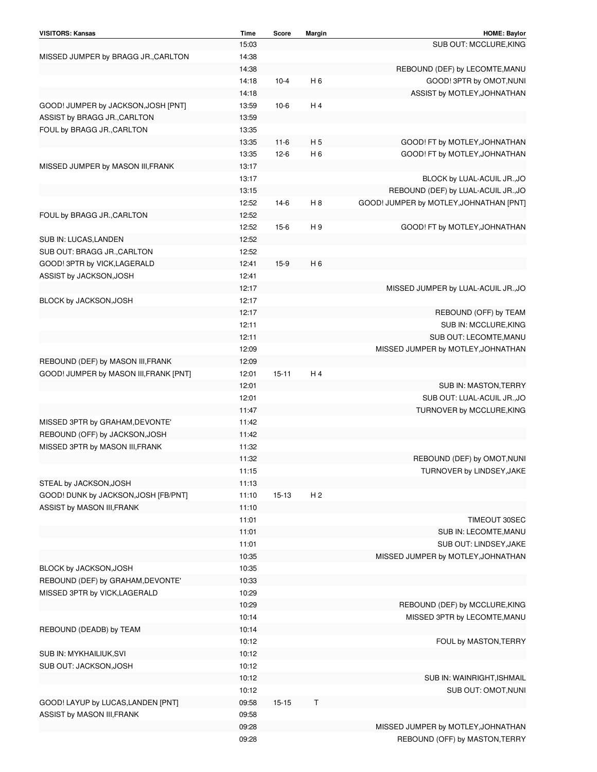| VISITORS: Kansas | Time | Score | Margin | HOME: Baylor |
| --- | --- | --- | --- | --- |
| | 15:03 | | | SUB OUT: MCCLURE,KING |
| MISSED JUMPER by BRAGG JR.,CARLTON | 14:38 | | | |
| | 14:38 | | | REBOUND (DEF) by LECOMTE,MANU |
| | 14:18 | 10-4 | H 6 | GOOD! 3PTR by OMOT,NUNI |
| | 14:18 | | | ASSIST by MOTLEY,JOHNATHAN |
| GOOD! JUMPER by JACKSON,JOSH [PNT] | 13:59 | 10-6 | H 4 | |
| ASSIST by BRAGG JR.,CARLTON | 13:59 | | | |
| FOUL by BRAGG JR.,CARLTON | 13:35 | | | |
| | 13:35 | 11-6 | H 5 | GOOD! FT by MOTLEY,JOHNATHAN |
| | 13:35 | 12-6 | H 6 | GOOD! FT by MOTLEY,JOHNATHAN |
| MISSED JUMPER by MASON III,FRANK | 13:17 | | | |
| | 13:17 | | | BLOCK by LUAL-ACUIL JR.,JO |
| | 13:15 | | | REBOUND (DEF) by LUAL-ACUIL JR.,JO |
| | 12:52 | 14-6 | H 8 | GOOD! JUMPER by MOTLEY,JOHNATHAN [PNT] |
| FOUL by BRAGG JR.,CARLTON | 12:52 | | | |
| | 12:52 | 15-6 | H 9 | GOOD! FT by MOTLEY,JOHNATHAN |
| SUB IN: LUCAS,LANDEN | 12:52 | | | |
| SUB OUT: BRAGG JR.,CARLTON | 12:52 | | | |
| GOOD! 3PTR by VICK,LAGERALD | 12:41 | 15-9 | H 6 | |
| ASSIST by JACKSON,JOSH | 12:41 | | | |
| | 12:17 | | | MISSED JUMPER by LUAL-ACUIL JR.,JO |
| BLOCK by JACKSON,JOSH | 12:17 | | | |
| | 12:17 | | | REBOUND (OFF) by TEAM |
| | 12:11 | | | SUB IN: MCCLURE,KING |
| | 12:11 | | | SUB OUT: LECOMTE,MANU |
| | 12:09 | | | MISSED JUMPER by MOTLEY,JOHNATHAN |
| REBOUND (DEF) by MASON III,FRANK | 12:09 | | | |
| GOOD! JUMPER by MASON III,FRANK [PNT] | 12:01 | 15-11 | H 4 | |
| | 12:01 | | | SUB IN: MASTON,TERRY |
| | 12:01 | | | SUB OUT: LUAL-ACUIL JR.,JO |
| | 11:47 | | | TURNOVER by MCCLURE,KING |
| MISSED 3PTR by GRAHAM,DEVONTE' | 11:42 | | | |
| REBOUND (OFF) by JACKSON,JOSH | 11:42 | | | |
| MISSED 3PTR by MASON III,FRANK | 11:32 | | | |
| | 11:32 | | | REBOUND (DEF) by OMOT,NUNI |
| | 11:15 | | | TURNOVER by LINDSEY,JAKE |
| STEAL by JACKSON,JOSH | 11:13 | | | |
| GOOD! DUNK by JACKSON,JOSH [FB/PNT] | 11:10 | 15-13 | H 2 | |
| ASSIST by MASON III,FRANK | 11:10 | | | |
| | 11:01 | | | TIMEOUT 30SEC |
| | 11:01 | | | SUB IN: LECOMTE,MANU |
| | 11:01 | | | SUB OUT: LINDSEY,JAKE |
| | 10:35 | | | MISSED JUMPER by MOTLEY,JOHNATHAN |
| BLOCK by JACKSON,JOSH | 10:35 | | | |
| REBOUND (DEF) by GRAHAM,DEVONTE' | 10:33 | | | |
| MISSED 3PTR by VICK,LAGERALD | 10:29 | | | |
| | 10:29 | | | REBOUND (DEF) by MCCLURE,KING |
| | 10:14 | | | MISSED 3PTR by LECOMTE,MANU |
| REBOUND (DEADB) by TEAM | 10:14 | | | |
| | 10:12 | | | FOUL by MASTON,TERRY |
| SUB IN: MYKHAILIUK,SVI | 10:12 | | | |
| SUB OUT: JACKSON,JOSH | 10:12 | | | |
| | 10:12 | | | SUB IN: WAINRIGHT,ISHMAIL |
| | 10:12 | | | SUB OUT: OMOT,NUNI |
| GOOD! LAYUP by LUCAS,LANDEN [PNT] | 09:58 | 15-15 | T | |
| ASSIST by MASON III,FRANK | 09:58 | | | |
| | 09:28 | | | MISSED JUMPER by MOTLEY,JOHNATHAN |
| | 09:28 | | | REBOUND (OFF) by MASTON,TERRY |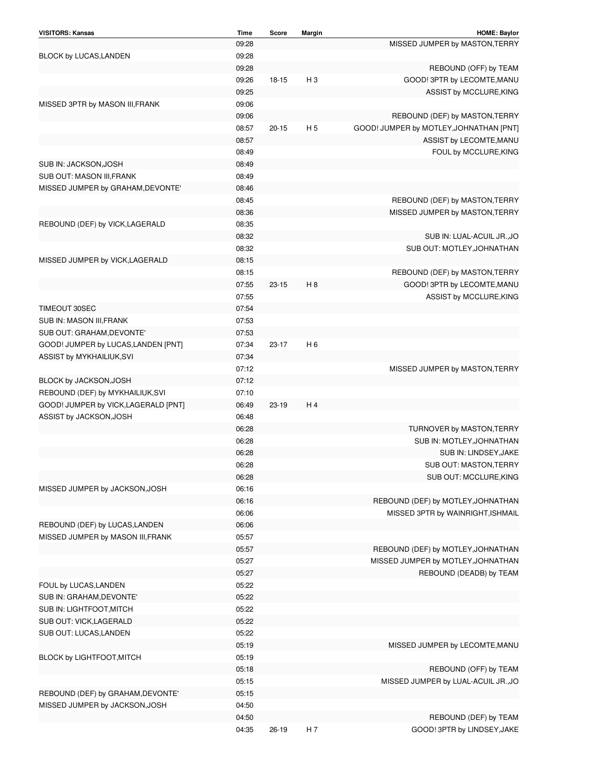| VISITORS: Kansas | Time | Score | Margin | HOME: Baylor |
| --- | --- | --- | --- | --- |
| | 09:28 | | | MISSED JUMPER by MASTON,TERRY |
| BLOCK by LUCAS,LANDEN | 09:28 | | | |
| | 09:28 | | | REBOUND (OFF) by TEAM |
| | 09:26 | 18-15 | H 3 | GOOD! 3PTR by LECOMTE,MANU |
| | 09:25 | | | ASSIST by MCCLURE,KING |
| MISSED 3PTR by MASON III,FRANK | 09:06 | | | |
| | 09:06 | | | REBOUND (DEF) by MASTON,TERRY |
| | 08:57 | 20-15 | H 5 | GOOD! JUMPER by MOTLEY,JOHNATHAN [PNT] |
| | 08:57 | | | ASSIST by LECOMTE,MANU |
| | 08:49 | | | FOUL by MCCLURE,KING |
| SUB IN: JACKSON,JOSH | 08:49 | | | |
| SUB OUT: MASON III,FRANK | 08:49 | | | |
| MISSED JUMPER by GRAHAM,DEVONTE' | 08:46 | | | |
| | 08:45 | | | REBOUND (DEF) by MASTON,TERRY |
| | 08:36 | | | MISSED JUMPER by MASTON,TERRY |
| REBOUND (DEF) by VICK,LAGERALD | 08:35 | | | |
| | 08:32 | | | SUB IN: LUAL-ACUIL JR.,JO |
| | 08:32 | | | SUB OUT: MOTLEY,JOHNATHAN |
| MISSED JUMPER by VICK,LAGERALD | 08:15 | | | |
| | 08:15 | | | REBOUND (DEF) by MASTON,TERRY |
| | 07:55 | 23-15 | H 8 | GOOD! 3PTR by LECOMTE,MANU |
| | 07:55 | | | ASSIST by MCCLURE,KING |
| TIMEOUT 30SEC | 07:54 | | | |
| SUB IN: MASON III,FRANK | 07:53 | | | |
| SUB OUT: GRAHAM,DEVONTE' | 07:53 | | | |
| GOOD! JUMPER by LUCAS,LANDEN [PNT] | 07:34 | 23-17 | H 6 | |
| ASSIST by MYKHAILIUK,SVI | 07:34 | | | |
| | 07:12 | | | MISSED JUMPER by MASTON,TERRY |
| BLOCK by JACKSON,JOSH | 07:12 | | | |
| REBOUND (DEF) by MYKHAILIUK,SVI | 07:10 | | | |
| GOOD! JUMPER by VICK,LAGERALD [PNT] | 06:49 | 23-19 | H 4 | |
| ASSIST by JACKSON,JOSH | 06:48 | | | |
| | 06:28 | | | TURNOVER by MASTON,TERRY |
| | 06:28 | | | SUB IN: MOTLEY,JOHNATHAN |
| | 06:28 | | | SUB IN: LINDSEY,JAKE |
| | 06:28 | | | SUB OUT: MASTON,TERRY |
| | 06:28 | | | SUB OUT: MCCLURE,KING |
| MISSED JUMPER by JACKSON,JOSH | 06:16 | | | |
| | 06:16 | | | REBOUND (DEF) by MOTLEY,JOHNATHAN |
| | 06:06 | | | MISSED 3PTR by WAINRIGHT,ISHMAIL |
| REBOUND (DEF) by LUCAS,LANDEN | 06:06 | | | |
| MISSED JUMPER by MASON III,FRANK | 05:57 | | | |
| | 05:57 | | | REBOUND (DEF) by MOTLEY,JOHNATHAN |
| | 05:27 | | | MISSED JUMPER by MOTLEY,JOHNATHAN |
| | 05:27 | | | REBOUND (DEADB) by TEAM |
| FOUL by LUCAS,LANDEN | 05:22 | | | |
| SUB IN: GRAHAM,DEVONTE' | 05:22 | | | |
| SUB IN: LIGHTFOOT,MITCH | 05:22 | | | |
| SUB OUT: VICK,LAGERALD | 05:22 | | | |
| SUB OUT: LUCAS,LANDEN | 05:22 | | | |
| | 05:19 | | | MISSED JUMPER by LECOMTE,MANU |
| BLOCK by LIGHTFOOT,MITCH | 05:19 | | | |
| | 05:18 | | | REBOUND (OFF) by TEAM |
| | 05:15 | | | MISSED JUMPER by LUAL-ACUIL JR.,JO |
| REBOUND (DEF) by GRAHAM,DEVONTE' | 05:15 | | | |
| MISSED JUMPER by JACKSON,JOSH | 04:50 | | | |
| | 04:50 | | | REBOUND (DEF) by TEAM |
| | 04:35 | 26-19 | H 7 | GOOD! 3PTR by LINDSEY,JAKE |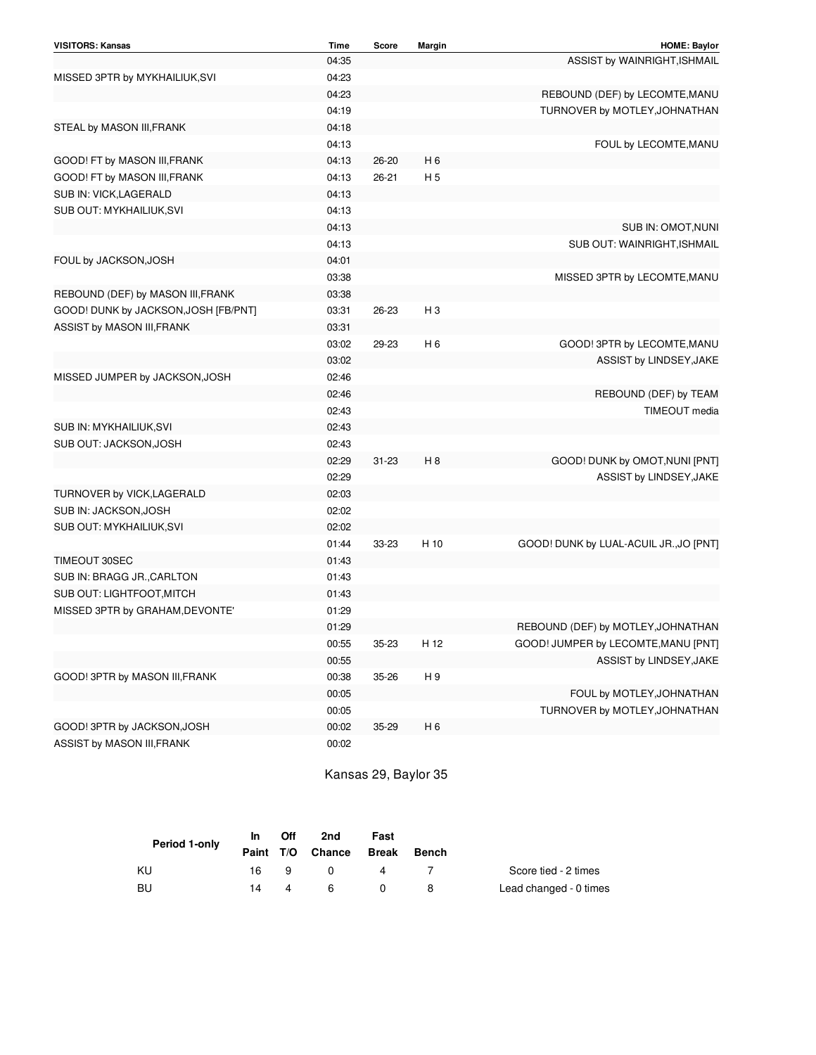| VISITORS: Kansas | Time | Score | Margin | HOME: Baylor |
|---|---|---|---|---|
| | 04:35 | | | ASSIST by WAINRIGHT,ISHMAIL |
| MISSED 3PTR by MYKHAILIUK,SVI | 04:23 | | | |
| | 04:23 | | | REBOUND (DEF) by LECOMTE,MANU |
| | 04:19 | | | TURNOVER by MOTLEY,JOHNATHAN |
| STEAL by MASON III,FRANK | 04:18 | | | |
| | 04:13 | | | FOUL by LECOMTE,MANU |
| GOOD! FT by MASON III,FRANK | 04:13 | 26-20 | H 6 | |
| GOOD! FT by MASON III,FRANK | 04:13 | 26-21 | H 5 | |
| SUB IN: VICK,LAGERALD | 04:13 | | | |
| SUB OUT: MYKHAILIUK,SVI | 04:13 | | | |
| | 04:13 | | | SUB IN: OMOT,NUNI |
| | 04:13 | | | SUB OUT: WAINRIGHT,ISHMAIL |
| FOUL by JACKSON,JOSH | 04:01 | | | |
| | 03:38 | | | MISSED 3PTR by LECOMTE,MANU |
| REBOUND (DEF) by MASON III,FRANK | 03:38 | | | |
| GOOD! DUNK by JACKSON,JOSH [FB/PNT] | 03:31 | 26-23 | H 3 | |
| ASSIST by MASON III,FRANK | 03:31 | | | |
| | 03:02 | 29-23 | H 6 | GOOD! 3PTR by LECOMTE,MANU |
| | 03:02 | | | ASSIST by LINDSEY,JAKE |
| MISSED JUMPER by JACKSON,JOSH | 02:46 | | | |
| | 02:46 | | | REBOUND (DEF) by TEAM |
| | 02:43 | | | TIMEOUT media |
| SUB IN: MYKHAILIUK,SVI | 02:43 | | | |
| SUB OUT: JACKSON,JOSH | 02:43 | | | |
| | 02:29 | 31-23 | H 8 | GOOD! DUNK by OMOT,NUNI [PNT] |
| | 02:29 | | | ASSIST by LINDSEY,JAKE |
| TURNOVER by VICK,LAGERALD | 02:03 | | | |
| SUB IN: JACKSON,JOSH | 02:02 | | | |
| SUB OUT: MYKHAILIUK,SVI | 02:02 | | | |
| | 01:44 | 33-23 | H 10 | GOOD! DUNK by LUAL-ACUIL JR.,JO [PNT] |
| TIMEOUT 30SEC | 01:43 | | | |
| SUB IN: BRAGG JR.,CARLTON | 01:43 | | | |
| SUB OUT: LIGHTFOOT,MITCH | 01:43 | | | |
| MISSED 3PTR by GRAHAM,DEVONTE' | 01:29 | | | |
| | 01:29 | | | REBOUND (DEF) by MOTLEY,JOHNATHAN |
| | 00:55 | 35-23 | H 12 | GOOD! JUMPER by LECOMTE,MANU [PNT] |
| | 00:55 | | | ASSIST by LINDSEY,JAKE |
| GOOD! 3PTR by MASON III,FRANK | 00:38 | 35-26 | H 9 | |
| | 00:05 | | | FOUL by MOTLEY,JOHNATHAN |
| | 00:05 | | | TURNOVER by MOTLEY,JOHNATHAN |
| GOOD! 3PTR by JACKSON,JOSH | 00:02 | 35-29 | H 6 | |
| ASSIST by MASON III,FRANK | 00:02 | | | |

Kansas 29, Baylor 35

| Period 1-only | In Paint | Off T/O | 2nd Chance | Fast Break | Bench | |
|---|---|---|---|---|---|---|
| KU | 16 | 9 | 0 | 4 | 7 | Score tied - 2 times |
| BU | 14 | 4 | 6 | 0 | 8 | Lead changed - 0 times |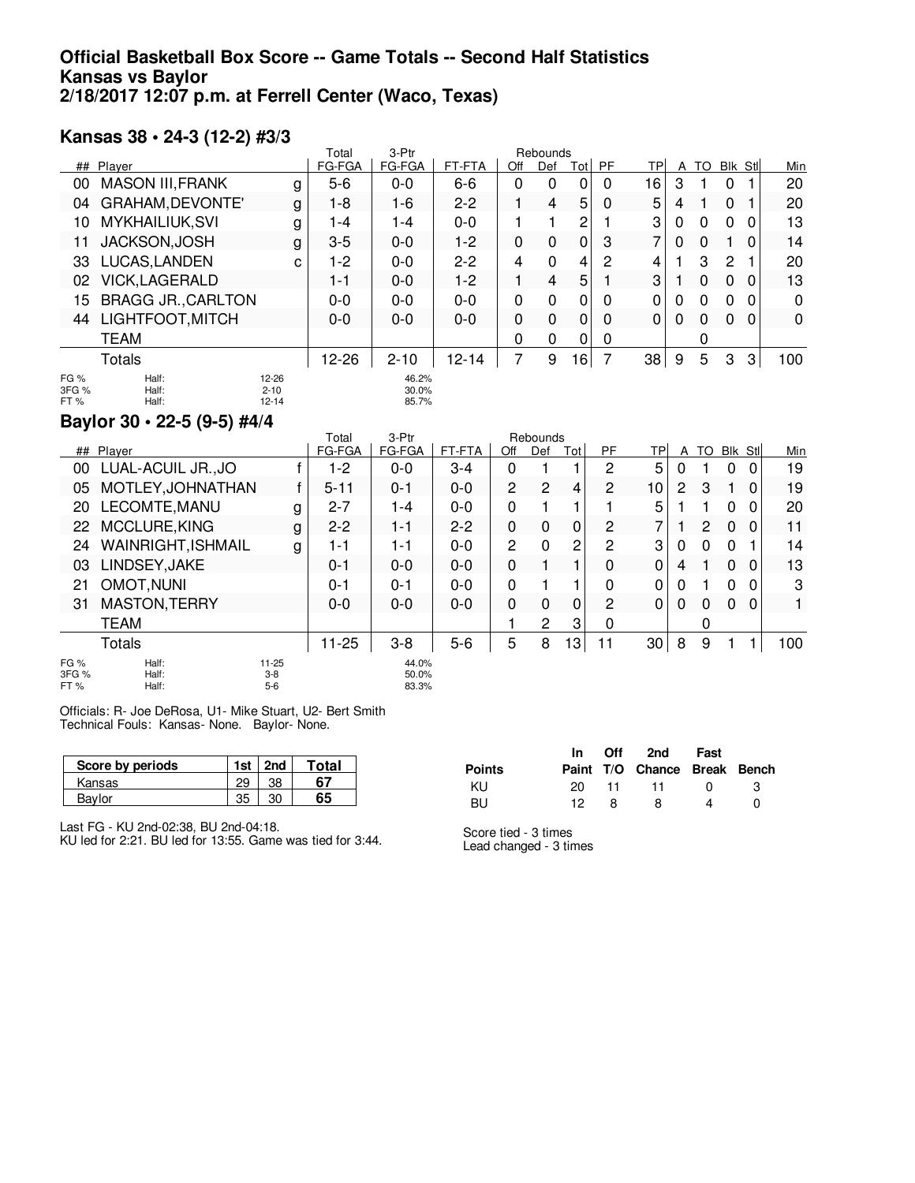# Official Basketball Box Score -- Game Totals -- Second Half Statistics
# Kansas vs Baylor
# 2/18/2017 12:07 p.m. at Ferrell Center (Waco, Texas)

## Kansas 38 • 24-3 (12-2) #3/3

| ## | Player | | Total FG-FGA | 3-Ptr FG-FGA | FT-FTA | Rebounds Off | Def | Tot | PF | TP | A | TO | Blk | Stl | Min |
|---|---|---|---|---|---|---|---|---|---|---|---|---|---|---|---|
| 00 | MASON III,FRANK | g | 5-6 | 0-0 | 6-6 | 0 | 0 | 0 | 0 | 16 | 3 | 1 | 0 | 1 | 20 |
| 04 | GRAHAM,DEVONTE' | g | 1-8 | 1-6 | 2-2 | 1 | 4 | 5 | 0 | 5 | 4 | 1 | 0 | 1 | 20 |
| 10 | MYKHAILIUK,SVI | g | 1-4 | 1-4 | 0-0 | 1 | 1 | 2 | 1 | 3 | 0 | 0 | 0 | 0 | 13 |
| 11 | JACKSON,JOSH | g | 3-5 | 0-0 | 1-2 | 0 | 0 | 0 | 3 | 7 | 0 | 0 | 1 | 0 | 14 |
| 33 | LUCAS,LANDEN | c | 1-2 | 0-0 | 2-2 | 4 | 0 | 4 | 2 | 4 | 1 | 3 | 2 | 1 | 20 |
| 02 | VICK,LAGERALD | | 1-1 | 0-0 | 1-2 | 1 | 4 | 5 | 1 | 3 | 1 | 0 | 0 | 0 | 13 |
| 15 | BRAGG JR.,CARLTON | | 0-0 | 0-0 | 0-0 | 0 | 0 | 0 | 0 | 0 | 0 | 0 | 0 | 0 | 0 |
| 44 | LIGHTFOOT,MITCH | | 0-0 | 0-0 | 0-0 | 0 | 0 | 0 | 0 | 0 | 0 | 0 | 0 | 0 | 0 |
| | TEAM | | | | | 0 | 0 | 0 | 0 | | | 0 | | | |
| | Totals | | 12-26 | 2-10 | 12-14 | 7 | 9 | 16 | 7 | 38 | 9 | 5 | 3 | 3 | 100 |

FG % Half: 12-26 46.2%
3FG % Half: 2-10 30.0%
FT % Half: 12-14 85.7%

## Baylor 30 • 22-5 (9-5) #4/4

| ## | Player | | Total FG-FGA | 3-Ptr FG-FGA | FT-FTA | Rebounds Off | Def | Tot | PF | TP | A | TO | Blk | Stl | Min |
|---|---|---|---|---|---|---|---|---|---|---|---|---|---|---|---|
| 00 | LUAL-ACUIL JR.,JO | f | 1-2 | 0-0 | 3-4 | 0 | 1 | 1 | 2 | 5 | 0 | 1 | 0 | 0 | 19 |
| 05 | MOTLEY,JOHNATHAN | f | 5-11 | 0-1 | 0-0 | 2 | 2 | 4 | 2 | 10 | 2 | 3 | 1 | 0 | 19 |
| 20 | LECOMTE,MANU | g | 2-7 | 1-4 | 0-0 | 0 | 1 | 1 | 1 | 5 | 1 | 1 | 0 | 0 | 20 |
| 22 | MCCLURE,KING | g | 2-2 | 1-1 | 2-2 | 0 | 0 | 0 | 2 | 7 | 1 | 2 | 0 | 0 | 11 |
| 24 | WAINRIGHT,ISHMAIL | g | 1-1 | 1-1 | 0-0 | 2 | 0 | 2 | 2 | 3 | 0 | 0 | 0 | 1 | 14 |
| 03 | LINDSEY,JAKE | | 0-1 | 0-0 | 0-0 | 0 | 1 | 1 | 0 | 0 | 4 | 1 | 0 | 0 | 13 |
| 21 | OMOT,NUNI | | 0-1 | 0-1 | 0-0 | 0 | 1 | 1 | 0 | 0 | 0 | 1 | 0 | 0 | 3 |
| 31 | MASTON,TERRY | | 0-0 | 0-0 | 0-0 | 0 | 0 | 0 | 2 | 0 | 0 | 0 | 0 | 0 | 1 |
| | TEAM | | | | | 1 | 2 | 3 | 0 | | | 0 | | | |
| | Totals | | 11-25 | 3-8 | 5-6 | 5 | 8 | 13 | 11 | 30 | 8 | 9 | 1 | 1 | 100 |

FG % Half: 11-25 44.0%
3FG % Half: 3-8 50.0%
FT % Half: 5-6 83.3%

Officials: R- Joe DeRosa, U1- Mike Stuart, U2- Bert Smith
Technical Fouls: Kansas- None. Baylor- None.

| Score by periods | 1st | 2nd | Total |
|---|---|---|---|
| Kansas | 29 | 38 | 67 |
| Baylor | 35 | 30 | 65 |

| Points | In Paint | Off T/O | 2nd Chance | Fast Break | Bench |
|---|---|---|---|---|---|
| KU | 20 | 11 | 11 | 0 | 3 |
| BU | 12 | 8 | 8 | 4 | 0 |

Last FG - KU 2nd-02:38, BU 2nd-04:18.
KU led for 2:21. BU led for 13:55. Game was tied for 3:44.

Score tied - 3 times
Lead changed - 3 times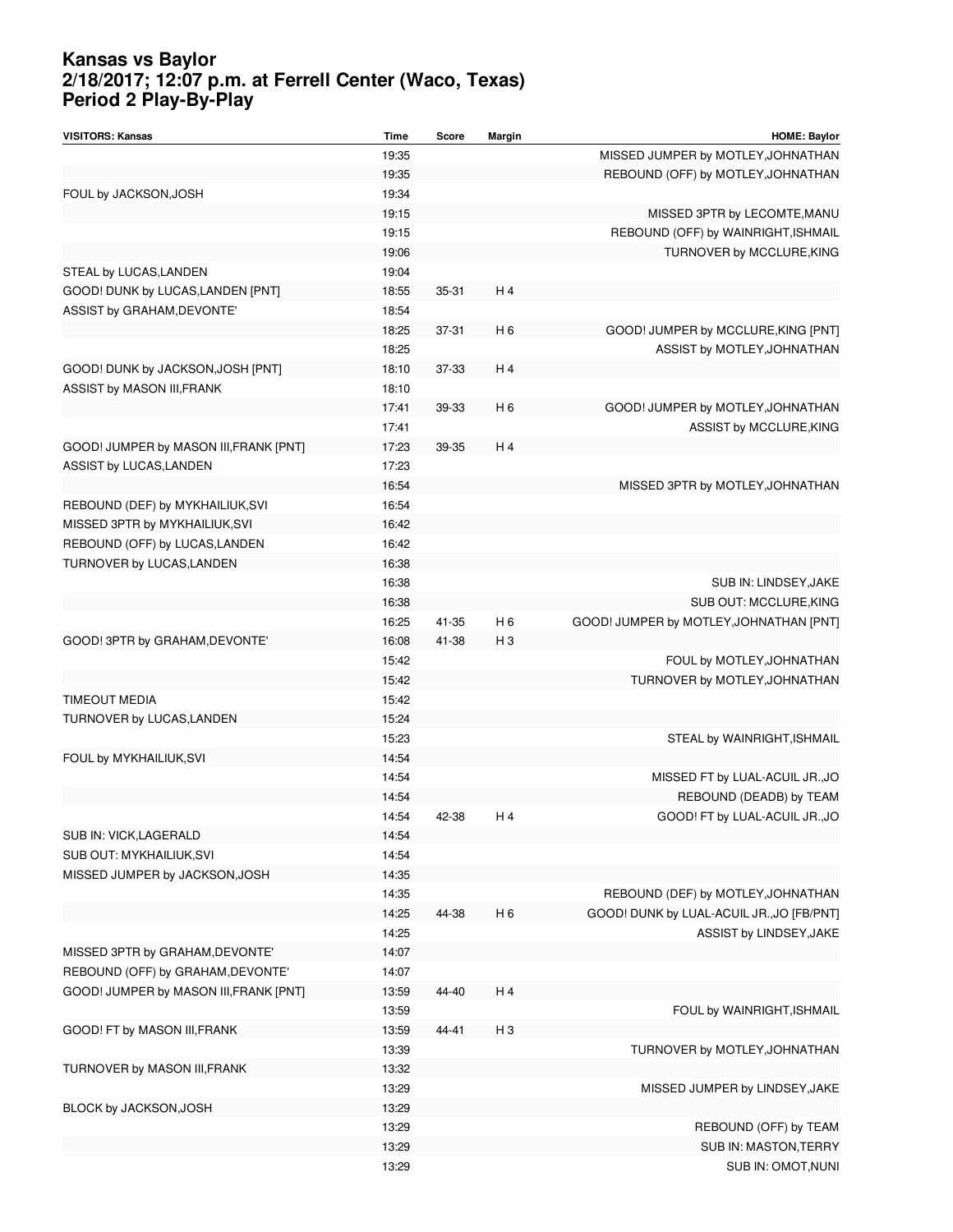# Kansas vs Baylor
# 2/18/2017; 12:07 p.m. at Ferrell Center (Waco, Texas)
# Period 2 Play-By-Play

| VISITORS: Kansas | Time | Score | Margin | HOME: Baylor |
|---|---|---|---|---|
| | 19:35 | | | MISSED JUMPER by MOTLEY,JOHNATHAN |
| | 19:35 | | | REBOUND (OFF) by MOTLEY,JOHNATHAN |
| FOUL by JACKSON,JOSH | 19:34 | | | |
| | 19:15 | | | MISSED 3PTR by LECOMTE,MANU |
| | 19:15 | | | REBOUND (OFF) by WAINRIGHT,ISHMAIL |
| | 19:06 | | | TURNOVER by MCCLURE,KING |
| STEAL by LUCAS,LANDEN | 19:04 | | | |
| GOOD! DUNK by LUCAS,LANDEN [PNT] | 18:55 | 35-31 | H 4 | |
| ASSIST by GRAHAM,DEVONTE' | 18:54 | | | |
| | 18:25 | 37-31 | H 6 | GOOD! JUMPER by MCCLURE,KING [PNT] |
| | 18:25 | | | ASSIST by MOTLEY,JOHNATHAN |
| GOOD! DUNK by JACKSON,JOSH [PNT] | 18:10 | 37-33 | H 4 | |
| ASSIST by MASON III,FRANK | 18:10 | | | |
| | 17:41 | 39-33 | H 6 | GOOD! JUMPER by MOTLEY,JOHNATHAN |
| | 17:41 | | | ASSIST by MCCLURE,KING |
| GOOD! JUMPER by MASON III,FRANK [PNT] | 17:23 | 39-35 | H 4 | |
| ASSIST by LUCAS,LANDEN | 17:23 | | | |
| | 16:54 | | | MISSED 3PTR by MOTLEY,JOHNATHAN |
| REBOUND (DEF) by MYKHAILIUK,SVI | 16:54 | | | |
| MISSED 3PTR by MYKHAILIUK,SVI | 16:42 | | | |
| REBOUND (OFF) by LUCAS,LANDEN | 16:42 | | | |
| TURNOVER by LUCAS,LANDEN | 16:38 | | | |
| | 16:38 | | | SUB IN: LINDSEY,JAKE |
| | 16:38 | | | SUB OUT: MCCLURE,KING |
| | 16:25 | 41-35 | H 6 | GOOD! JUMPER by MOTLEY,JOHNATHAN [PNT] |
| GOOD! 3PTR by GRAHAM,DEVONTE' | 16:08 | 41-38 | H 3 | |
| | 15:42 | | | FOUL by MOTLEY,JOHNATHAN |
| | 15:42 | | | TURNOVER by MOTLEY,JOHNATHAN |
| TIMEOUT MEDIA | 15:42 | | | |
| TURNOVER by LUCAS,LANDEN | 15:24 | | | |
| | 15:23 | | | STEAL by WAINRIGHT,ISHMAIL |
| FOUL by MYKHAILIUK,SVI | 14:54 | | | |
| | 14:54 | | | MISSED FT by LUAL-ACUIL JR.,JO |
| | 14:54 | | | REBOUND (DEADB) by TEAM |
| | 14:54 | 42-38 | H 4 | GOOD! FT by LUAL-ACUIL JR.,JO |
| SUB IN: VICK,LAGERALD | 14:54 | | | |
| SUB OUT: MYKHAILIUK,SVI | 14:54 | | | |
| MISSED JUMPER by JACKSON,JOSH | 14:35 | | | |
| | 14:35 | | | REBOUND (DEF) by MOTLEY,JOHNATHAN |
| | 14:25 | 44-38 | H 6 | GOOD! DUNK by LUAL-ACUIL JR.,JO [FB/PNT] |
| | 14:25 | | | ASSIST by LINDSEY,JAKE |
| MISSED 3PTR by GRAHAM,DEVONTE' | 14:07 | | | |
| REBOUND (OFF) by GRAHAM,DEVONTE' | 14:07 | | | |
| GOOD! JUMPER by MASON III,FRANK [PNT] | 13:59 | 44-40 | H 4 | |
| | 13:59 | | | FOUL by WAINRIGHT,ISHMAIL |
| GOOD! FT by MASON III,FRANK | 13:59 | 44-41 | H 3 | |
| | 13:39 | | | TURNOVER by MOTLEY,JOHNATHAN |
| TURNOVER by MASON III,FRANK | 13:32 | | | |
| | 13:29 | | | MISSED JUMPER by LINDSEY,JAKE |
| BLOCK by JACKSON,JOSH | 13:29 | | | |
| | 13:29 | | | REBOUND (OFF) by TEAM |
| | 13:29 | | | SUB IN: MASTON,TERRY |
| | 13:29 | | | SUB IN: OMOT,NUNI |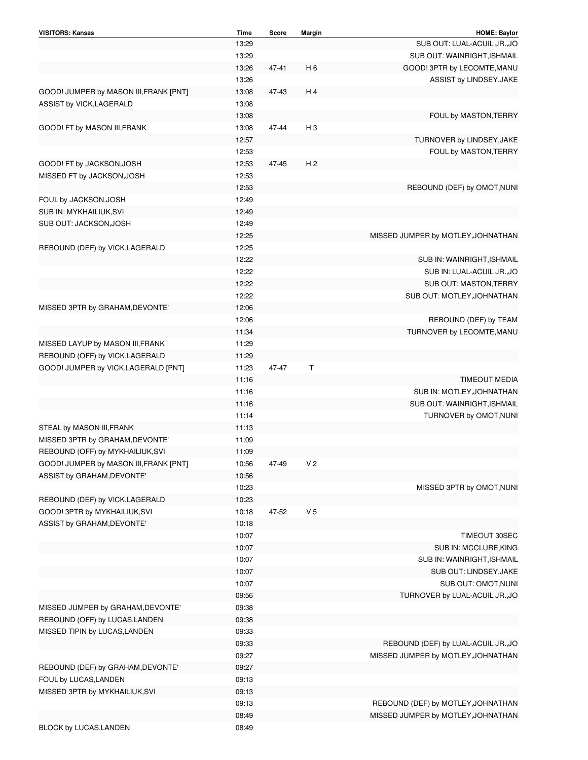| VISITORS: Kansas | Time | Score | Margin | HOME: Baylor |
| --- | --- | --- | --- | --- |
| | 13:29 | | | SUB OUT: LUAL-ACUIL JR.,JO |
| | 13:29 | | | SUB OUT: WAINRIGHT,ISHMAIL |
| | 13:26 | 47-41 | H 6 | GOOD! 3PTR by LECOMTE,MANU |
| | 13:26 | | | ASSIST by LINDSEY,JAKE |
| GOOD! JUMPER by MASON III,FRANK [PNT] | 13:08 | 47-43 | H 4 | |
| ASSIST by VICK,LAGERALD | 13:08 | | | |
| | 13:08 | | | FOUL by MASTON,TERRY |
| GOOD! FT by MASON III,FRANK | 13:08 | 47-44 | H 3 | |
| | 12:57 | | | TURNOVER by LINDSEY,JAKE |
| | 12:53 | | | FOUL by MASTON,TERRY |
| GOOD! FT by JACKSON,JOSH | 12:53 | 47-45 | H 2 | |
| MISSED FT by JACKSON,JOSH | 12:53 | | | |
| | 12:53 | | | REBOUND (DEF) by OMOT,NUNI |
| FOUL by JACKSON,JOSH | 12:49 | | | |
| SUB IN: MYKHAILIUK,SVI | 12:49 | | | |
| SUB OUT: JACKSON,JOSH | 12:49 | | | |
| | 12:25 | | | MISSED JUMPER by MOTLEY,JOHNATHAN |
| REBOUND (DEF) by VICK,LAGERALD | 12:25 | | | |
| | 12:22 | | | SUB IN: WAINRIGHT,ISHMAIL |
| | 12:22 | | | SUB IN: LUAL-ACUIL JR.,JO |
| | 12:22 | | | SUB OUT: MASTON,TERRY |
| | 12:22 | | | SUB OUT: MOTLEY,JOHNATHAN |
| MISSED 3PTR by GRAHAM,DEVONTE' | 12:06 | | | |
| | 12:06 | | | REBOUND (DEF) by TEAM |
| | 11:34 | | | TURNOVER by LECOMTE,MANU |
| MISSED LAYUP by MASON III,FRANK | 11:29 | | | |
| REBOUND (OFF) by VICK,LAGERALD | 11:29 | | | |
| GOOD! JUMPER by VICK,LAGERALD [PNT] | 11:23 | 47-47 | T | |
| | 11:16 | | | TIMEOUT MEDIA |
| | 11:16 | | | SUB IN: MOTLEY,JOHNATHAN |
| | 11:16 | | | SUB OUT: WAINRIGHT,ISHMAIL |
| | 11:14 | | | TURNOVER by OMOT,NUNI |
| STEAL by MASON III,FRANK | 11:13 | | | |
| MISSED 3PTR by GRAHAM,DEVONTE' | 11:09 | | | |
| REBOUND (OFF) by MYKHAILIUK,SVI | 11:09 | | | |
| GOOD! JUMPER by MASON III,FRANK [PNT] | 10:56 | 47-49 | V 2 | |
| ASSIST by GRAHAM,DEVONTE' | 10:56 | | | |
| | 10:23 | | | MISSED 3PTR by OMOT,NUNI |
| REBOUND (DEF) by VICK,LAGERALD | 10:23 | | | |
| GOOD! 3PTR by MYKHAILIUK,SVI | 10:18 | 47-52 | V 5 | |
| ASSIST by GRAHAM,DEVONTE' | 10:18 | | | |
| | 10:07 | | | TIMEOUT 30SEC |
| | 10:07 | | | SUB IN: MCCLURE,KING |
| | 10:07 | | | SUB IN: WAINRIGHT,ISHMAIL |
| | 10:07 | | | SUB OUT: LINDSEY,JAKE |
| | 10:07 | | | SUB OUT: OMOT,NUNI |
| | 09:56 | | | TURNOVER by LUAL-ACUIL JR.,JO |
| MISSED JUMPER by GRAHAM,DEVONTE' | 09:38 | | | |
| REBOUND (OFF) by LUCAS,LANDEN | 09:38 | | | |
| MISSED TIPIN by LUCAS,LANDEN | 09:33 | | | |
| | 09:33 | | | REBOUND (DEF) by LUAL-ACUIL JR.,JO |
| | 09:27 | | | MISSED JUMPER by MOTLEY,JOHNATHAN |
| REBOUND (DEF) by GRAHAM,DEVONTE' | 09:27 | | | |
| FOUL by LUCAS,LANDEN | 09:13 | | | |
| MISSED 3PTR by MYKHAILIUK,SVI | 09:13 | | | |
| | 09:13 | | | REBOUND (DEF) by MOTLEY,JOHNATHAN |
| | 08:49 | | | MISSED JUMPER by MOTLEY,JOHNATHAN |
| BLOCK by LUCAS,LANDEN | 08:49 | | | |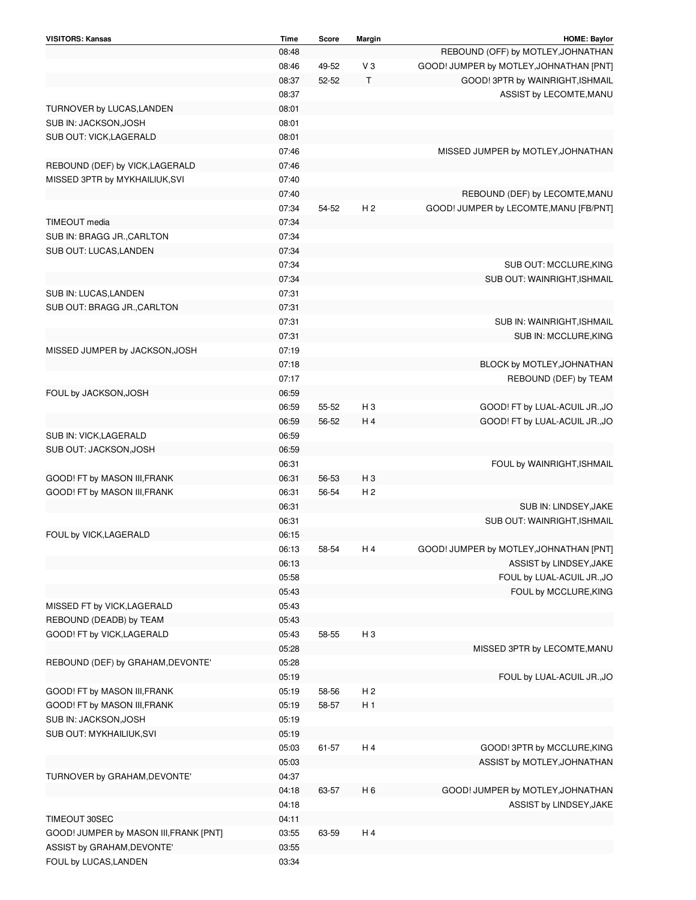| VISITORS: Kansas | Time | Score | Margin | HOME: Baylor |
|---|---|---|---|---|
| | 08:48 | | | REBOUND (OFF) by MOTLEY,JOHNATHAN |
| | 08:46 | 49-52 | V 3 | GOOD! JUMPER by MOTLEY,JOHNATHAN [PNT] |
| | 08:37 | 52-52 | T | GOOD! 3PTR by WAINRIGHT,ISHMAIL |
| | 08:37 | | | ASSIST by LECOMTE,MANU |
| TURNOVER by LUCAS,LANDEN | 08:01 | | | |
| SUB IN: JACKSON,JOSH | 08:01 | | | |
| SUB OUT: VICK,LAGERALD | 08:01 | | | |
| | 07:46 | | | MISSED JUMPER by MOTLEY,JOHNATHAN |
| REBOUND (DEF) by VICK,LAGERALD | 07:46 | | | |
| MISSED 3PTR by MYKHAILIUK,SVI | 07:40 | | | |
| | 07:40 | | | REBOUND (DEF) by LECOMTE,MANU |
| | 07:34 | 54-52 | H 2 | GOOD! JUMPER by LECOMTE,MANU [FB/PNT] |
| TIMEOUT media | 07:34 | | | |
| SUB IN: BRAGG JR.,CARLTON | 07:34 | | | |
| SUB OUT: LUCAS,LANDEN | 07:34 | | | |
| | 07:34 | | | SUB OUT: MCCLURE,KING |
| | 07:34 | | | SUB OUT: WAINRIGHT,ISHMAIL |
| SUB IN: LUCAS,LANDEN | 07:31 | | | |
| SUB OUT: BRAGG JR.,CARLTON | 07:31 | | | |
| | 07:31 | | | SUB IN: WAINRIGHT,ISHMAIL |
| | 07:31 | | | SUB IN: MCCLURE,KING |
| MISSED JUMPER by JACKSON,JOSH | 07:19 | | | |
| | 07:18 | | | BLOCK by MOTLEY,JOHNATHAN |
| | 07:17 | | | REBOUND (DEF) by TEAM |
| FOUL by JACKSON,JOSH | 06:59 | | | |
| | 06:59 | 55-52 | H 3 | GOOD! FT by LUAL-ACUIL JR.,JO |
| | 06:59 | 56-52 | H 4 | GOOD! FT by LUAL-ACUIL JR.,JO |
| SUB IN: VICK,LAGERALD | 06:59 | | | |
| SUB OUT: JACKSON,JOSH | 06:59 | | | |
| | 06:31 | | | FOUL by WAINRIGHT,ISHMAIL |
| GOOD! FT by MASON III,FRANK | 06:31 | 56-53 | H 3 | |
| GOOD! FT by MASON III,FRANK | 06:31 | 56-54 | H 2 | |
| | 06:31 | | | SUB IN: LINDSEY,JAKE |
| | 06:31 | | | SUB OUT: WAINRIGHT,ISHMAIL |
| FOUL by VICK,LAGERALD | 06:15 | | | |
| | 06:13 | 58-54 | H 4 | GOOD! JUMPER by MOTLEY,JOHNATHAN [PNT] |
| | 06:13 | | | ASSIST by LINDSEY,JAKE |
| | 05:58 | | | FOUL by LUAL-ACUIL JR.,JO |
| | 05:43 | | | FOUL by MCCLURE,KING |
| MISSED FT by VICK,LAGERALD | 05:43 | | | |
| REBOUND (DEADB) by TEAM | 05:43 | | | |
| GOOD! FT by VICK,LAGERALD | 05:43 | 58-55 | H 3 | |
| | 05:28 | | | MISSED 3PTR by LECOMTE,MANU |
| REBOUND (DEF) by GRAHAM,DEVONTE' | 05:28 | | | |
| | 05:19 | | | FOUL by LUAL-ACUIL JR.,JO |
| GOOD! FT by MASON III,FRANK | 05:19 | 58-56 | H 2 | |
| GOOD! FT by MASON III,FRANK | 05:19 | 58-57 | H 1 | |
| SUB IN: JACKSON,JOSH | 05:19 | | | |
| SUB OUT: MYKHAILIUK,SVI | 05:19 | | | |
| | 05:03 | 61-57 | H 4 | GOOD! 3PTR by MCCLURE,KING |
| | 05:03 | | | ASSIST by MOTLEY,JOHNATHAN |
| TURNOVER by GRAHAM,DEVONTE' | 04:37 | | | |
| | 04:18 | 63-57 | H 6 | GOOD! JUMPER by MOTLEY,JOHNATHAN |
| | 04:18 | | | ASSIST by LINDSEY,JAKE |
| TIMEOUT 30SEC | 04:11 | | | |
| GOOD! JUMPER by MASON III,FRANK [PNT] | 03:55 | 63-59 | H 4 | |
| ASSIST by GRAHAM,DEVONTE' | 03:55 | | | |
| FOUL by LUCAS,LANDEN | 03:34 | | | |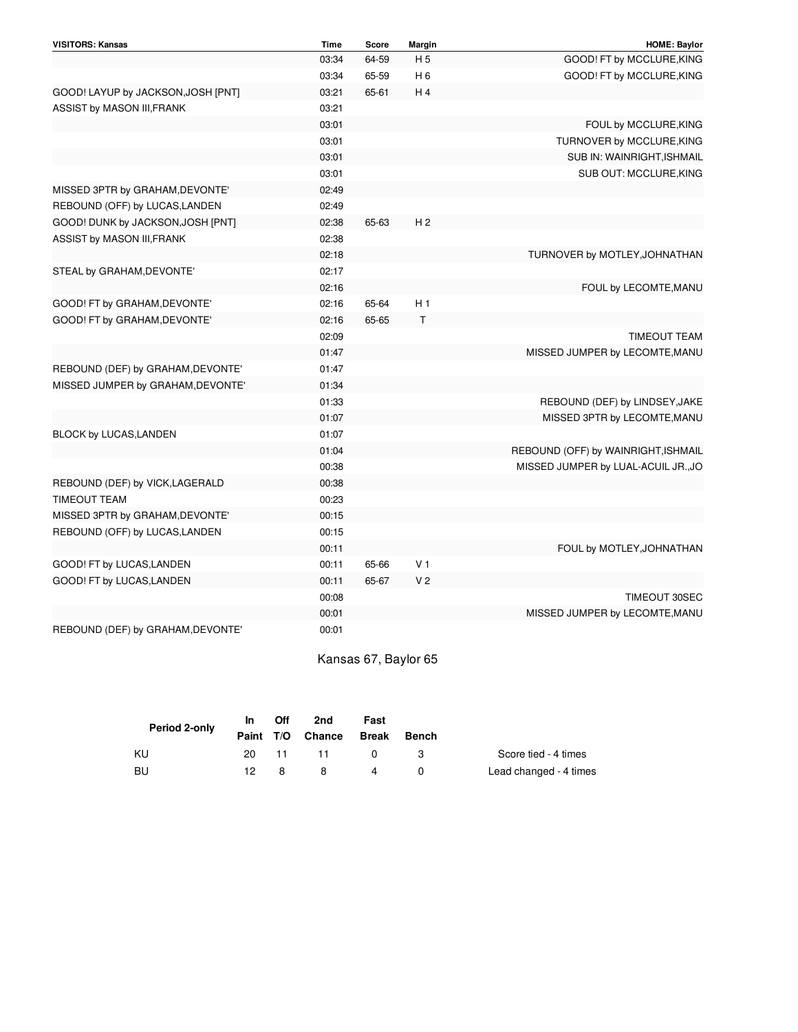| VISITORS: Kansas | Time | Score | Margin | HOME: Baylor |
|---|---|---|---|---|
| | 03:34 | 64-59 | H 5 | GOOD! FT by MCCLURE,KING |
| | 03:34 | 65-59 | H 6 | GOOD! FT by MCCLURE,KING |
| GOOD! LAYUP by JACKSON,JOSH [PNT] | 03:21 | 65-61 | H 4 | |
| ASSIST by MASON III,FRANK | 03:21 | | | |
| | 03:01 | | | FOUL by MCCLURE,KING |
| | 03:01 | | | TURNOVER by MCCLURE,KING |
| | 03:01 | | | SUB IN: WAINRIGHT,ISHMAIL |
| | 03:01 | | | SUB OUT: MCCLURE,KING |
| MISSED 3PTR by GRAHAM,DEVONTE' | 02:49 | | | |
| REBOUND (OFF) by LUCAS,LANDEN | 02:49 | | | |
| GOOD! DUNK by JACKSON,JOSH [PNT] | 02:38 | 65-63 | H 2 | |
| ASSIST by MASON III,FRANK | 02:38 | | | |
| | 02:18 | | | TURNOVER by MOTLEY,JOHNATHAN |
| STEAL by GRAHAM,DEVONTE' | 02:17 | | | |
| | 02:16 | | | FOUL by LECOMTE,MANU |
| GOOD! FT by GRAHAM,DEVONTE' | 02:16 | 65-64 | H 1 | |
| GOOD! FT by GRAHAM,DEVONTE' | 02:16 | 65-65 | T | |
| | 02:09 | | | TIMEOUT TEAM |
| | 01:47 | | | MISSED JUMPER by LECOMTE,MANU |
| REBOUND (DEF) by GRAHAM,DEVONTE' | 01:47 | | | |
| MISSED JUMPER by GRAHAM,DEVONTE' | 01:34 | | | |
| | 01:33 | | | REBOUND (DEF) by LINDSEY,JAKE |
| | 01:07 | | | MISSED 3PTR by LECOMTE,MANU |
| BLOCK by LUCAS,LANDEN | 01:07 | | | |
| | 01:04 | | | REBOUND (OFF) by WAINRIGHT,ISHMAIL |
| | 00:38 | | | MISSED JUMPER by LUAL-ACUIL JR.,JO |
| REBOUND (DEF) by VICK,LAGERALD | 00:38 | | | |
| TIMEOUT TEAM | 00:23 | | | |
| MISSED 3PTR by GRAHAM,DEVONTE' | 00:15 | | | |
| REBOUND (OFF) by LUCAS,LANDEN | 00:15 | | | |
| | 00:11 | | | FOUL by MOTLEY,JOHNATHAN |
| GOOD! FT by LUCAS,LANDEN | 00:11 | 65-66 | V 1 | |
| GOOD! FT by LUCAS,LANDEN | 00:11 | 65-67 | V 2 | |
| | 00:08 | | | TIMEOUT 30SEC |
| | 00:01 | | | MISSED JUMPER by LECOMTE,MANU |
| REBOUND (DEF) by GRAHAM,DEVONTE' | 00:01 | | | |

Kansas 67, Baylor 65

| Period 2-only | In Paint | Off T/O | 2nd Chance | Fast Break | Bench | |
|---|---|---|---|---|---|---|
| KU | 20 | 11 | 11 | 0 | 3 | Score tied - 4 times |
| BU | 12 | 8 | 8 | 4 | 0 | Lead changed - 4 times |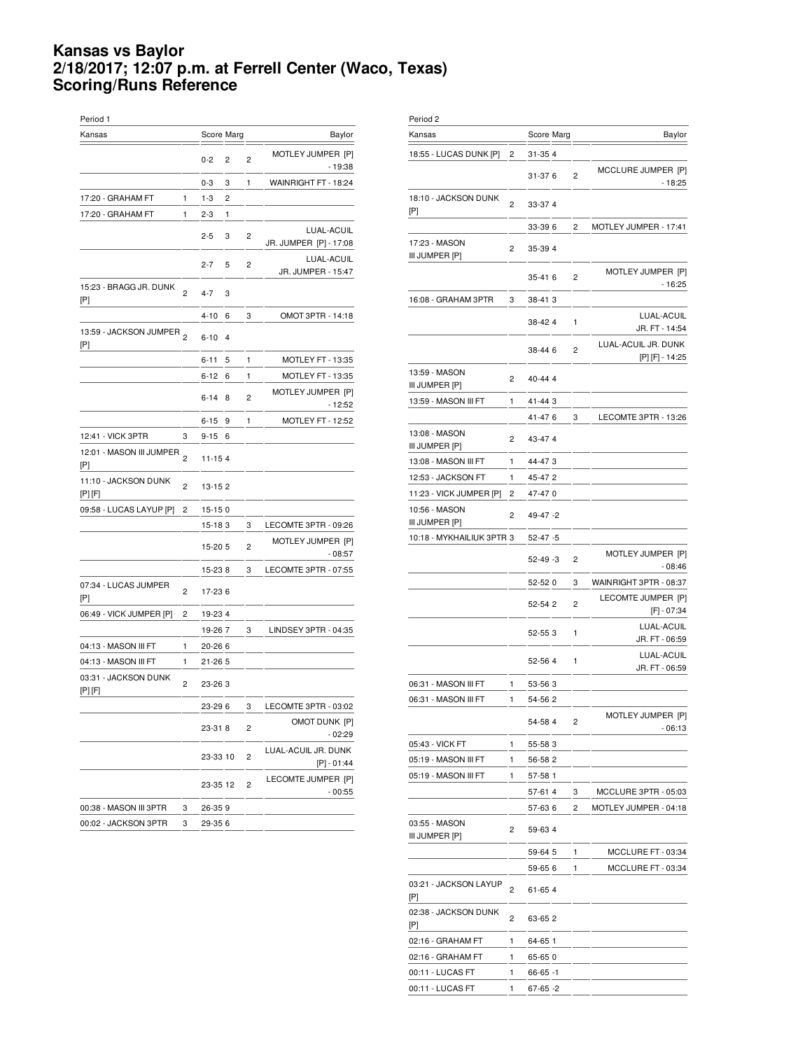# Kansas vs Baylor
# 2/18/2017; 12:07 p.m. at Ferrell Center (Waco, Texas)
# Scoring/Runs Reference

Period 1

| Kansas | | Score | Marg | | Baylor |
|---|---|---|---|---|---|
| | | 0-2 | 2 | 2 | MOTLEY JUMPER [P] - 19:38 |
| | | 0-3 | 3 | 1 | WAINRIGHT FT - 18:24 |
| 17:20 - GRAHAM FT | 1 | 1-3 | 2 | | |
| 17:20 - GRAHAM FT | 1 | 2-3 | 1 | | |
| | | 2-5 | 3 | 2 | LUAL-ACUIL JR. JUMPER [P] - 17:08 |
| | | 2-7 | 5 | 2 | LUAL-ACUIL JR. JUMPER - 15:47 |
| 15:23 - BRAGG JR. DUNK [P] | 2 | 4-7 | 3 | | |
| | | 4-10 | 6 | 3 | OMOT 3PTR - 14:18 |
| 13:59 - JACKSON JUMPER [P] | 2 | 6-10 | 4 | | |
| | | 6-11 | 5 | 1 | MOTLEY FT - 13:35 |
| | | 6-12 | 6 | 1 | MOTLEY FT - 13:35 |
| | | 6-14 | 8 | 2 | MOTLEY JUMPER [P] - 12:52 |
| | | 6-15 | 9 | 1 | MOTLEY FT - 12:52 |
| 12:41 - VICK 3PTR | 3 | 9-15 | 6 | | |
| 12:01 - MASON III JUMPER [P] | 2 | 11-15 | 4 | | |
| 11:10 - JACKSON DUNK [P] [F] | 2 | 13-15 | 2 | | |
| 09:58 - LUCAS LAYUP [P] | 2 | 15-15 | 0 | | |
| | | 15-18 | 3 | 3 | LECOMTE 3PTR - 09:26 |
| | | 15-20 | 5 | 2 | MOTLEY JUMPER [P] - 08:57 |
| | | 15-23 | 8 | 3 | LECOMTE 3PTR - 07:55 |
| 07:34 - LUCAS JUMPER [P] | 2 | 17-23 | 6 | | |
| 06:49 - VICK JUMPER [P] | 2 | 19-23 | 4 | | |
| | | 19-26 | 7 | 3 | LINDSEY 3PTR - 04:35 |
| 04:13 - MASON III FT | 1 | 20-26 | 6 | | |
| 04:13 - MASON III FT | 1 | 21-26 | 5 | | |
| 03:31 - JACKSON DUNK [P] [F] | 2 | 23-26 | 3 | | |
| | | 23-29 | 6 | 3 | LECOMTE 3PTR - 03:02 |
| | | 23-31 | 8 | 2 | OMOT DUNK [P] - 02:29 |
| | | 23-33 | 10 | 2 | LUAL-ACUIL JR. DUNK [P] - 01:44 |
| | | 23-35 | 12 | 2 | LECOMTE JUMPER [P] - 00:55 |
| 00:38 - MASON III 3PTR | 3 | 26-35 | 9 | | |
| 00:02 - JACKSON 3PTR | 3 | 29-35 | 6 | | |

Period 2

| Kansas | | Score | Marg | | Baylor |
|---|---|---|---|---|---|
| 18:55 - LUCAS DUNK [P] | 2 | 31-35 | 4 | | |
| | | 31-37 | 6 | 2 | MCCLURE JUMPER [P] - 18:25 |
| 18:10 - JACKSON DUNK [P] | 2 | 33-37 | 4 | | |
| | | 33-39 | 6 | 2 | MOTLEY JUMPER - 17:41 |
| 17:23 - MASON III JUMPER [P] | 2 | 35-39 | 4 | | |
| | | 35-41 | 6 | 2 | MOTLEY JUMPER [P] - 16:25 |
| 16:08 - GRAHAM 3PTR | 3 | 38-41 | 3 | | |
| | | 38-42 | 4 | 1 | LUAL-ACUIL JR. FT - 14:54 |
| | | 38-44 | 6 | 2 | LUAL-ACUIL JR. DUNK [P] [F] - 14:25 |
| 13:59 - MASON III JUMPER [P] | 2 | 40-44 | 4 | | |
| 13:59 - MASON III FT | 1 | 41-44 | 3 | | |
| | | 41-47 | 6 | 3 | LECOMTE 3PTR - 13:26 |
| 13:08 - MASON III JUMPER [P] | 2 | 43-47 | 4 | | |
| 13:08 - MASON III FT | 1 | 44-47 | 3 | | |
| 12:53 - JACKSON FT | 1 | 45-47 | 2 | | |
| 11:23 - VICK JUMPER [P] | 2 | 47-47 | 0 | | |
| 10:56 - MASON III JUMPER [P] | 2 | 49-47 | -2 | | |
| 10:18 - MYKHAILIUK 3PTR | 3 | 52-47 | -5 | | |
| | | 52-49 | -3 | 2 | MOTLEY JUMPER [P] - 08:46 |
| | | 52-52 | 0 | 3 | WAINRIGHT 3PTR - 08:37 |
| | | 52-54 | 2 | 2 | LECOMTE JUMPER [P] [F] - 07:34 |
| | | 52-55 | 3 | 1 | LUAL-ACUIL JR. FT - 06:59 |
| | | 52-56 | 4 | 1 | LUAL-ACUIL JR. FT - 06:59 |
| 06:31 - MASON III FT | 1 | 53-56 | 3 | | |
| 06:31 - MASON III FT | 1 | 54-56 | 2 | | |
| | | 54-58 | 4 | 2 | MOTLEY JUMPER [P] - 06:13 |
| 05:43 - VICK FT | 1 | 55-58 | 3 | | |
| 05:19 - MASON III FT | 1 | 56-58 | 2 | | |
| 05:19 - MASON III FT | 1 | 57-58 | 1 | | |
| | | 57-61 | 4 | 3 | MCCLURE 3PTR - 05:03 |
| | | 57-63 | 6 | 2 | MOTLEY JUMPER - 04:18 |
| 03:55 - MASON III JUMPER [P] | 2 | 59-63 | 4 | | |
| | | 59-64 | 5 | 1 | MCCLURE FT - 03:34 |
| | | 59-65 | 6 | 1 | MCCLURE FT - 03:34 |
| 03:21 - JACKSON LAYUP [P] | 2 | 61-65 | 4 | | |
| 02:38 - JACKSON DUNK [P] | 2 | 63-65 | 2 | | |
| 02:16 - GRAHAM FT | 1 | 64-65 | 1 | | |
| 02:16 - GRAHAM FT | 1 | 65-65 | 0 | | |
| 00:11 - LUCAS FT | 1 | 66-65 | -1 | | |
| 00:11 - LUCAS FT | 1 | 67-65 | -2 | | |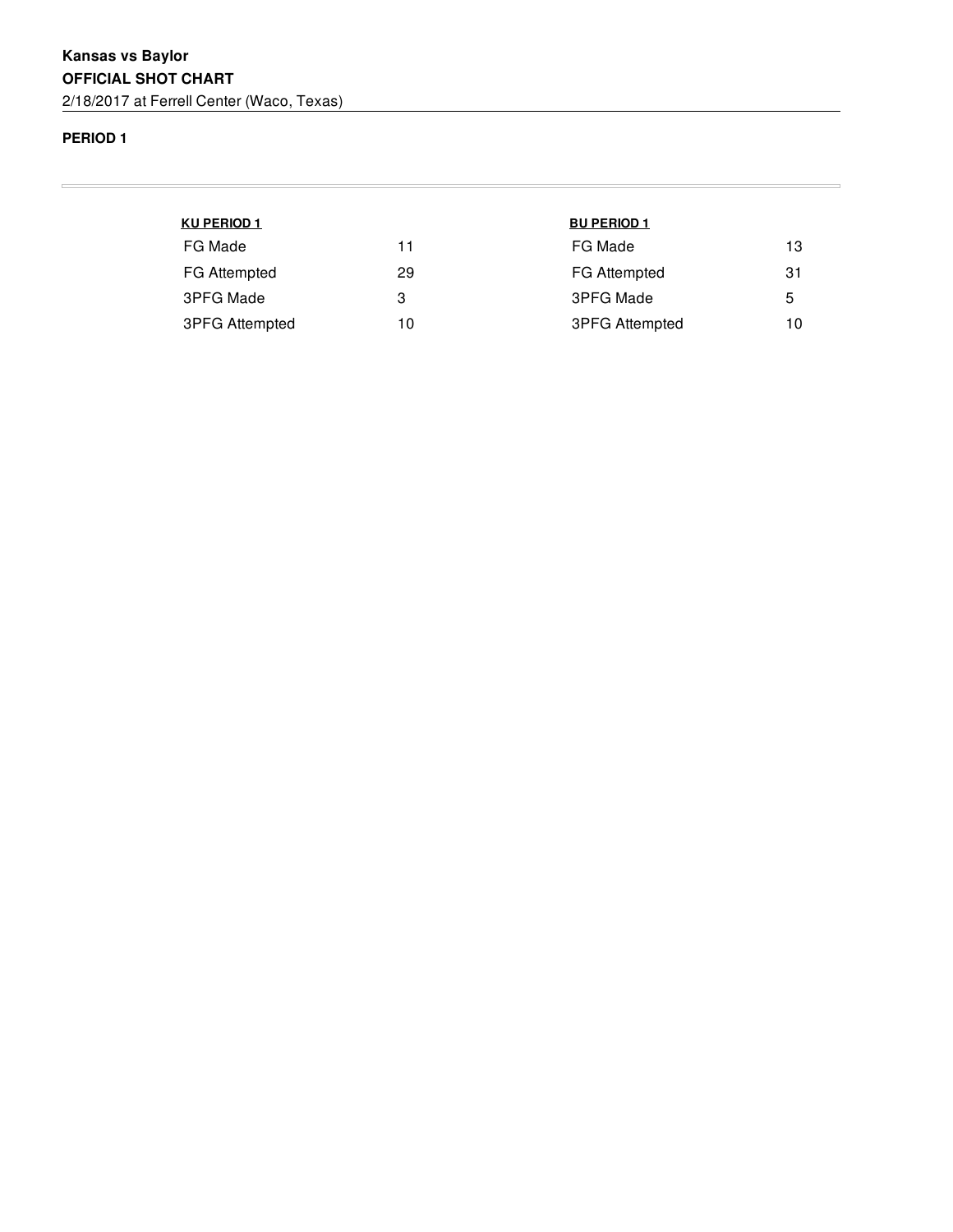**Kansas vs Baylor**
**OFFICIAL SHOT CHART**
2/18/2017 at Ferrell Center (Waco, Texas)

**PERIOD 1**

| **KU PERIOD 1** | | **BU PERIOD 1** | |
|---|---|---|---|
| FG Made | 11 | FG Made | 13 |
| FG Attempted | 29 | FG Attempted | 31 |
| 3PFG Made | 3 | 3PFG Made | 5 |
| 3PFG Attempted | 10 | 3PFG Attempted | 10 |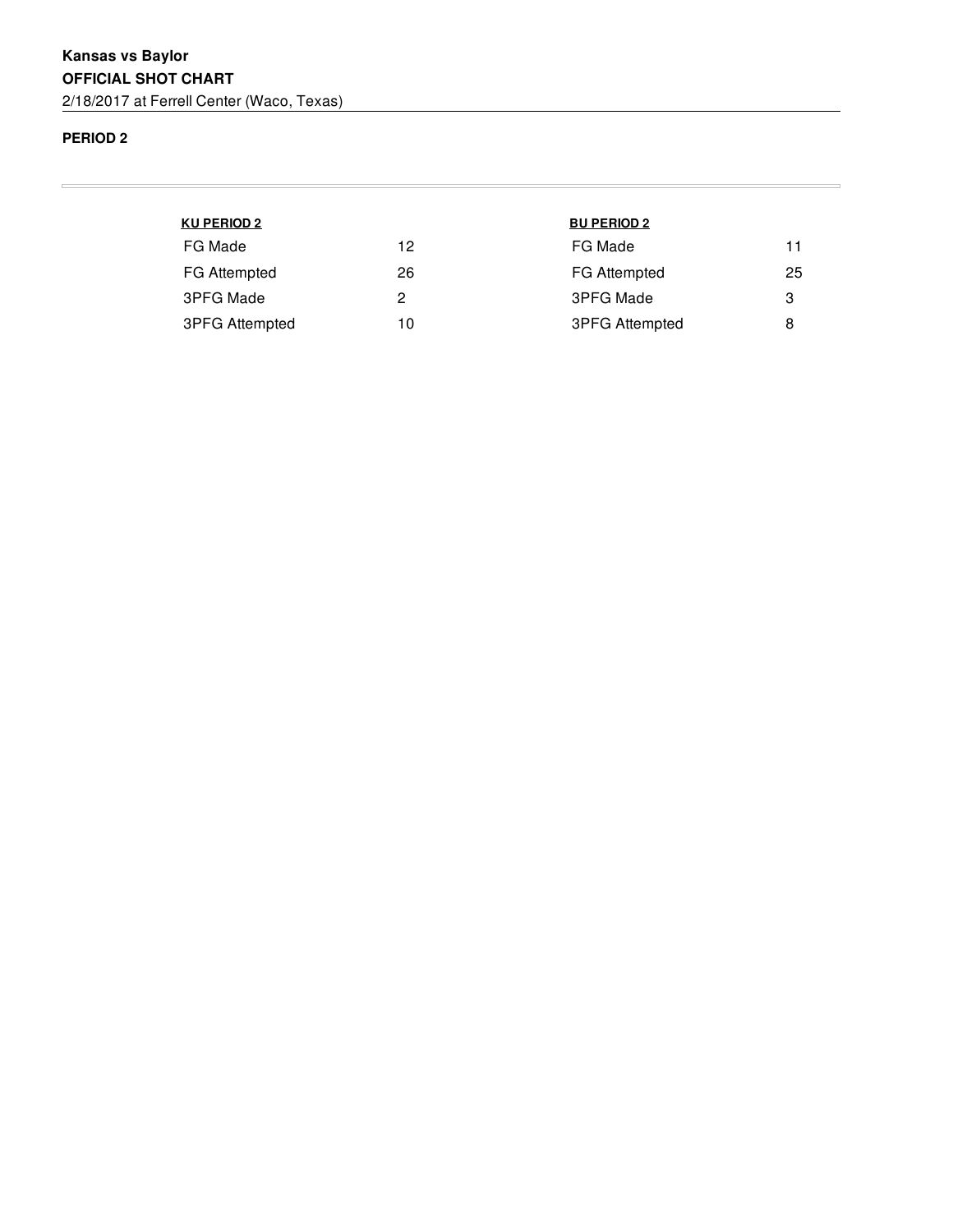**Kansas vs Baylor**
**OFFICIAL SHOT CHART**
2/18/2017 at Ferrell Center (Waco, Texas)

**PERIOD 2**

| **KU PERIOD 2** | | **BU PERIOD 2** | |
|---|---|---|---|
| FG Made | 12 | FG Made | 11 |
| FG Attempted | 26 | FG Attempted | 25 |
| 3PFG Made | 2 | 3PFG Made | 3 |
| 3PFG Attempted | 10 | 3PFG Attempted | 8 |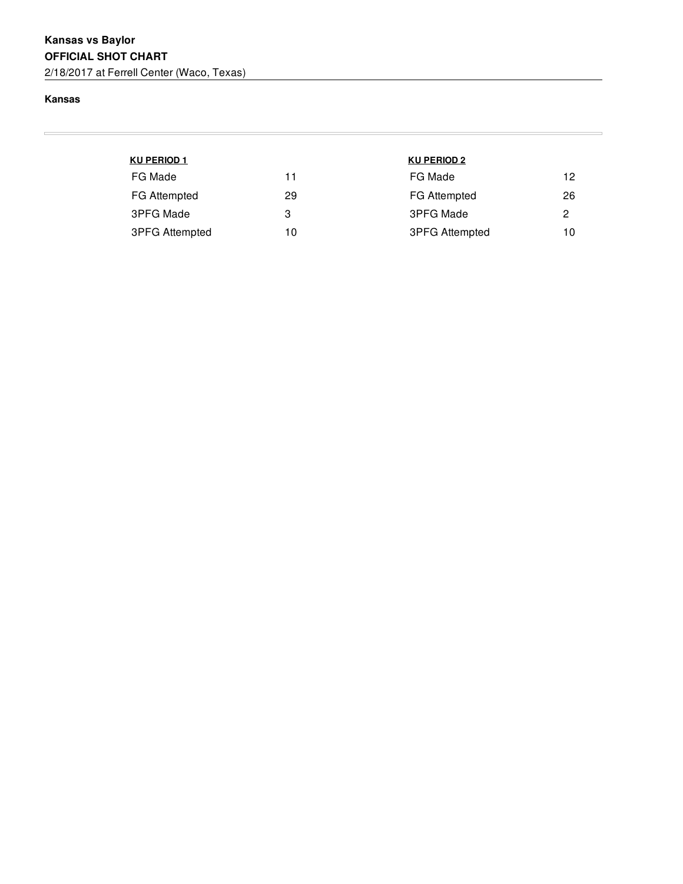**Kansas vs Baylor**
**OFFICIAL SHOT CHART**
2/18/2017 at Ferrell Center (Waco, Texas)

**Kansas**

| **KU PERIOD 1** | |
|---|---|
| FG Made | 11 |
| FG Attempted | 29 |
| 3PFG Made | 3 |
| 3PFG Attempted | 10 |

| **KU PERIOD 2** | |
|---|---|
| FG Made | 12 |
| FG Attempted | 26 |
| 3PFG Made | 2 |
| 3PFG Attempted | 10 |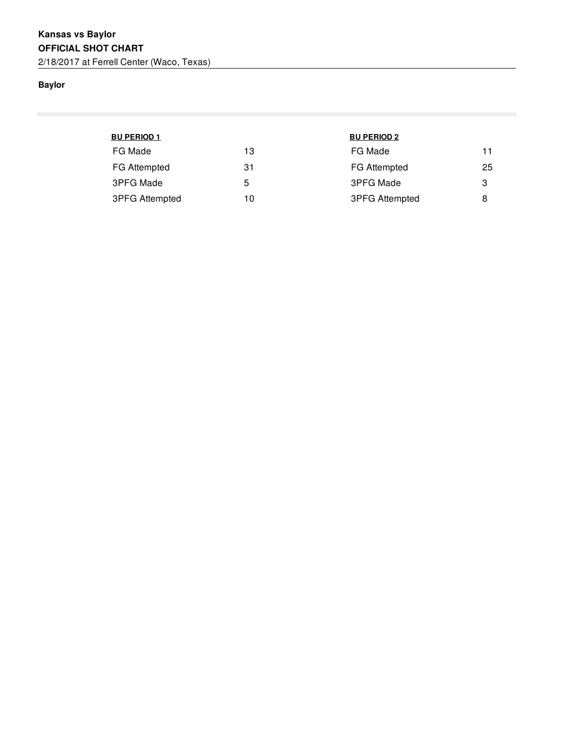**Kansas vs Baylor**
**OFFICIAL SHOT CHART**
2/18/2017 at Ferrell Center (Waco, Texas)

**Baylor**

**BU PERIOD 1**

| | |
|---|---|
| FG Made | 13 |
| FG Attempted | 31 |
| 3PFG Made | 5 |
| 3PFG Attempted | 10 |

**BU PERIOD 2**

| | |
|---|---|
| FG Made | 11 |
| FG Attempted | 25 |
| 3PFG Made | 3 |
| 3PFG Attempted | 8 |